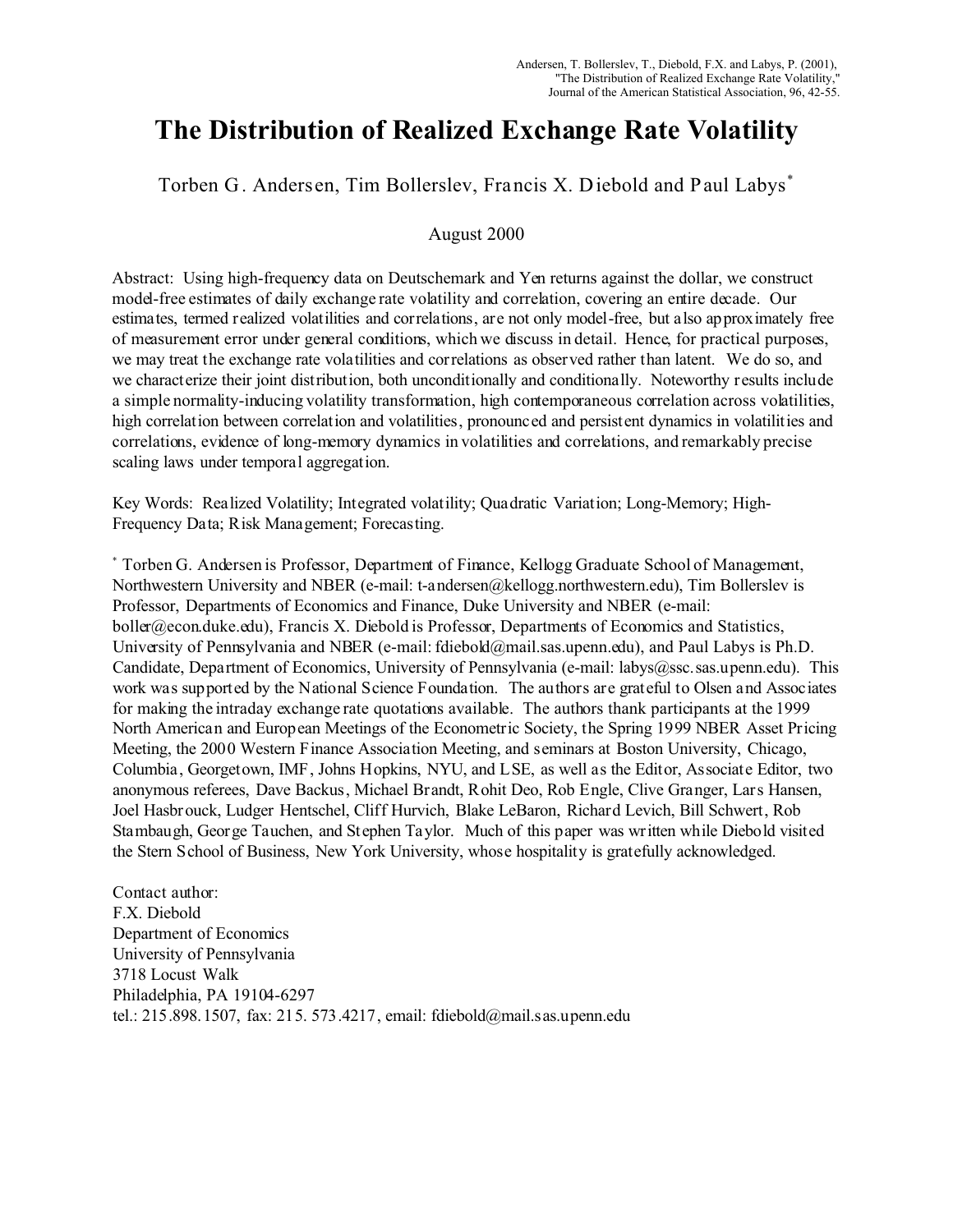Andersen, T. Bollerslev, T., Diebold, F.X. and Labys, P. (2001), "The Distribution of Realized Exchange Rate Volatility," Journal of the American Statistical Association, 96, 42-55.

# The Distribution of Realized Exchange Rate Volatility

Torben G. Andersen, Tim Bollerslev, Francis X. Diebold and Paul Labys*

August 2000

Abstract: Using high-frequency data on Deutschemark and Yen returns against the dollar, we construct model-free estimates of daily exchange rate volatility and correlation, covering an entire decade. Our estimates, termed realized volatilities and correlations, are not only model-free, but also approximately free of measurement error under general conditions, which we discuss in detail. Hence, for practical purposes, we may treat the exchange rate volatilities and correlations as observed rather than latent. We do so, and we characterize their joint distribution, both unconditionally and conditionally. Noteworthy results include a simple normality-inducing volatility transformation, high contemporaneous correlation across volatilities, high correlation between correlation and volatilities, pronounced and persistent dynamics in volatilities and correlations, evidence of long-memory dynamics in volatilities and correlations, and remarkably precise scaling laws under temporal aggregation.

Key Words: Realized Volatility; Integrated volatility; Quadratic Variation; Long-Memory; High-Frequency Data; Risk Management; Forecasting.

\* Torben G. Andersen is Professor, Department of Finance, Kellogg Graduate School of Management, Northwestern University and NBER (e-mail: t-andersen@kellogg.northwestern.edu), Tim Bollerslev is Professor, Departments of Economics and Finance, Duke University and NBER (e-mail: boller@econ.duke.edu), Francis X. Diebold is Professor, Departments of Economics and Statistics, University of Pennsylvania and NBER (e-mail: fdiebold@mail.sas.upenn.edu), and Paul Labys is Ph.D. Candidate, Department of Economics, University of Pennsylvania (e-mail: labys@ssc.sas.upenn.edu). This work was supported by the National Science Foundation. The authors are grateful to Olsen and Associates for making the intraday exchange rate quotations available. The authors thank participants at the 1999 North American and European Meetings of the Econometric Society, the Spring 1999 NBER Asset Pricing Meeting, the 2000 Western Finance Association Meeting, and seminars at Boston University, Chicago, Columbia, Georgetown, IMF, Johns Hopkins, NYU, and LSE, as well as the Editor, Associate Editor, two anonymous referees, Dave Backus, Michael Brandt, Rohit Deo, Rob Engle, Clive Granger, Lars Hansen, Joel Hasbrouck, Ludger Hentschel, Cliff Hurvich, Blake LeBaron, Richard Levich, Bill Schwert, Rob Stambaugh, George Tauchen, and Stephen Taylor. Much of this paper was written while Diebold visited the Stern School of Business, New York University, whose hospitality is gratefully acknowledged.

Contact author:
F.X. Diebold
Department of Economics
University of Pennsylvania
3718 Locust Walk
Philadelphia, PA 19104-6297
tel.: 215.898.1507, fax: 215. 573.4217, email: fdiebold@mail.sas.upenn.edu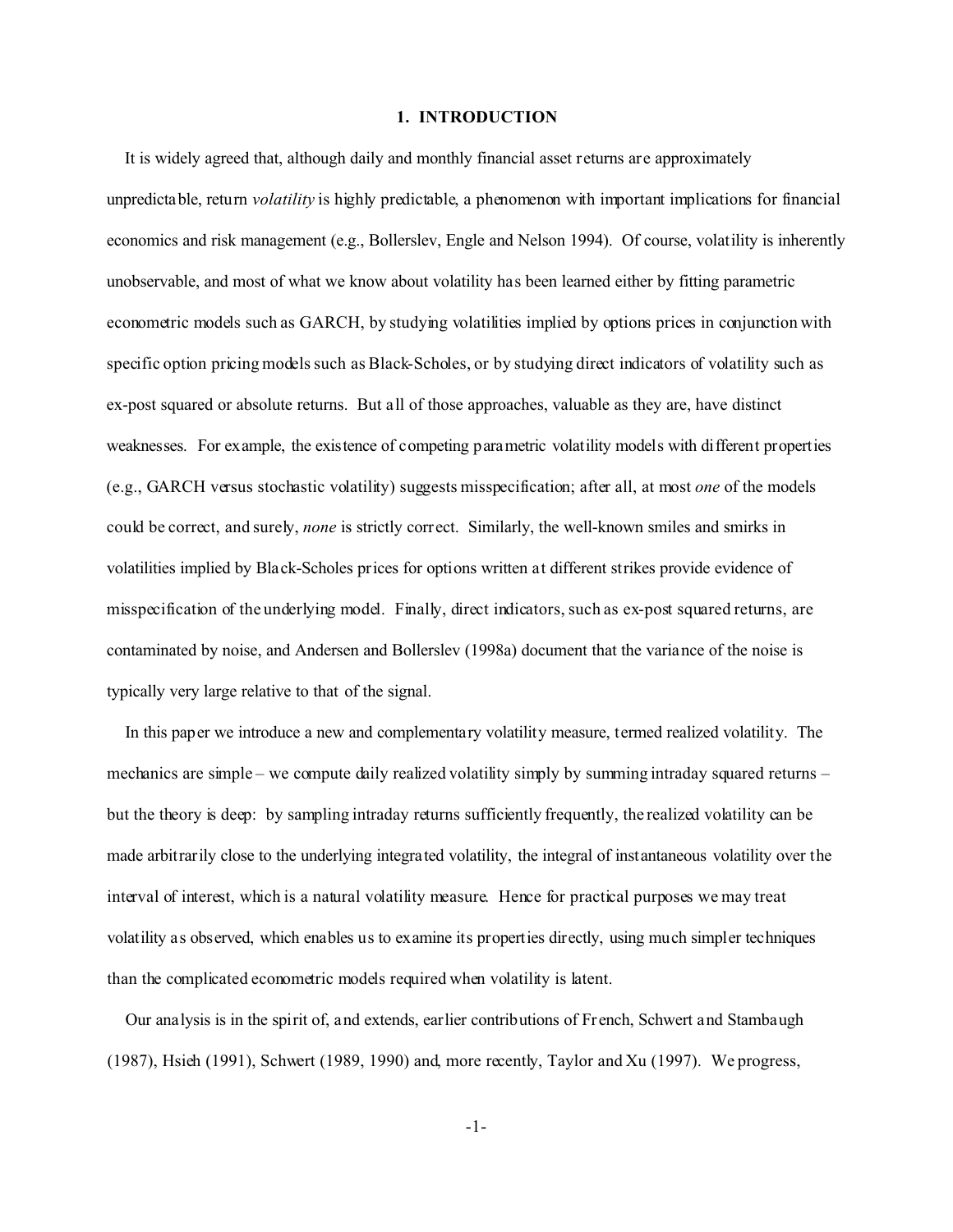# 1. INTRODUCTION

It is widely agreed that, although daily and monthly financial asset returns are approximately unpredictable, return *volatility* is highly predictable, a phenomenon with important implications for financial economics and risk management (e.g., Bollerslev, Engle and Nelson 1994). Of course, volatility is inherently unobservable, and most of what we know about volatility has been learned either by fitting parametric econometric models such as GARCH, by studying volatilities implied by options prices in conjunction with specific option pricing models such as Black-Scholes, or by studying direct indicators of volatility such as ex-post squared or absolute returns. But all of those approaches, valuable as they are, have distinct weaknesses. For example, the existence of competing parametric volatility models with different properties (e.g., GARCH versus stochastic volatility) suggests misspecification; after all, at most *one* of the models could be correct, and surely, *none* is strictly correct. Similarly, the well-known smiles and smirks in volatilities implied by Black-Scholes prices for options written at different strikes provide evidence of misspecification of the underlying model. Finally, direct indicators, such as ex-post squared returns, are contaminated by noise, and Andersen and Bollerslev (1998a) document that the variance of the noise is typically very large relative to that of the signal.

In this paper we introduce a new and complementary volatility measure, termed realized volatility. The mechanics are simple – we compute daily realized volatility simply by summing intraday squared returns – but the theory is deep: by sampling intraday returns sufficiently frequently, the realized volatility can be made arbitrarily close to the underlying integrated volatility, the integral of instantaneous volatility over the interval of interest, which is a natural volatility measure. Hence for practical purposes we may treat volatility as observed, which enables us to examine its properties directly, using much simpler techniques than the complicated econometric models required when volatility is latent.

Our analysis is in the spirit of, and extends, earlier contributions of French, Schwert and Stambaugh (1987), Hsieh (1991), Schwert (1989, 1990) and, more recently, Taylor and Xu (1997). We progress,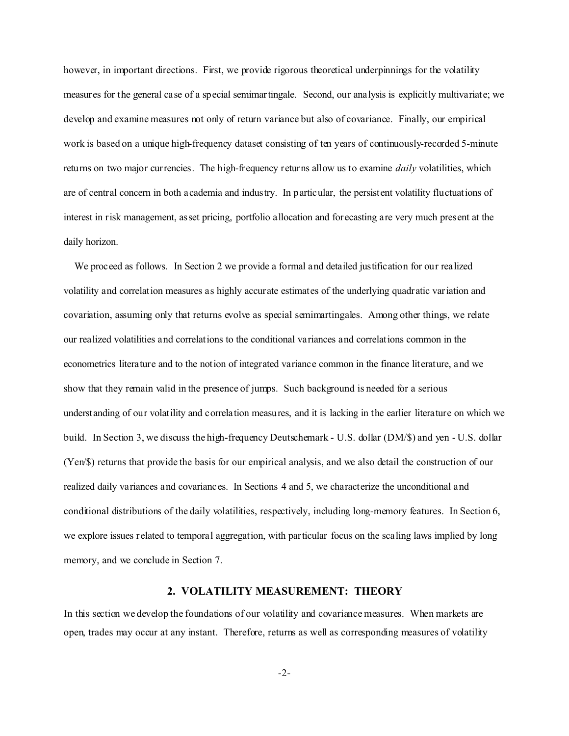however, in important directions. First, we provide rigorous theoretical underpinnings for the volatility measures for the general case of a special semimartingale. Second, our analysis is explicitly multivariate; we develop and examine measures not only of return variance but also of covariance. Finally, our empirical work is based on a unique high-frequency dataset consisting of ten years of continuously-recorded 5-minute returns on two major currencies. The high-frequency returns allow us to examine *daily* volatilities, which are of central concern in both academia and industry. In particular, the persistent volatility fluctuations of interest in risk management, asset pricing, portfolio allocation and forecasting are very much present at the daily horizon.

We proceed as follows. In Section 2 we provide a formal and detailed justification for our realized volatility and correlation measures as highly accurate estimates of the underlying quadratic variation and covariation, assuming only that returns evolve as special semimartingales. Among other things, we relate our realized volatilities and correlations to the conditional variances and correlations common in the econometrics literature and to the notion of integrated variance common in the finance literature, and we show that they remain valid in the presence of jumps. Such background is needed for a serious understanding of our volatility and correlation measures, and it is lacking in the earlier literature on which we build. In Section 3, we discuss the high-frequency Deutschemark - U.S. dollar (DM/$) and yen - U.S. dollar (Yen/$) returns that provide the basis for our empirical analysis, and we also detail the construction of our realized daily variances and covariances. In Sections 4 and 5, we characterize the unconditional and conditional distributions of the daily volatilities, respectively, including long-memory features. In Section 6, we explore issues related to temporal aggregation, with particular focus on the scaling laws implied by long memory, and we conclude in Section 7.

## 2. VOLATILITY MEASUREMENT: THEORY

In this section we develop the foundations of our volatility and covariance measures. When markets are open, trades may occur at any instant. Therefore, returns as well as corresponding measures of volatility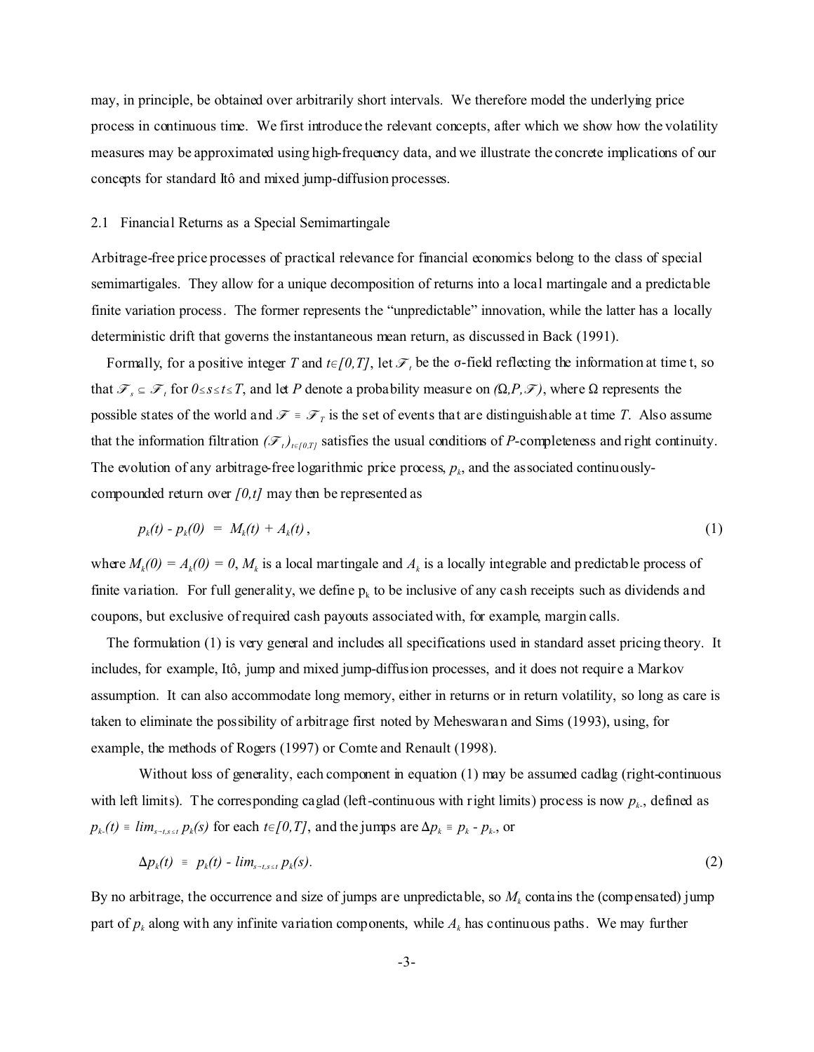may, in principle, be obtained over arbitrarily short intervals. We therefore model the underlying price process in continuous time. We first introduce the relevant concepts, after which we show how the volatility measures may be approximated using high-frequency data, and we illustrate the concrete implications of our concepts for standard Itô and mixed jump-diffusion processes.

### 2.1 Financial Returns as a Special Semimartingale

Arbitrage-free price processes of practical relevance for financial economics belong to the class of special semimartingales. They allow for a unique decomposition of returns into a local martingale and a predictable finite variation process. The former represents the "unpredictable" innovation, while the latter has a locally deterministic drift that governs the instantaneous mean return, as discussed in Back (1991).

Formally, for a positive integer $T$ and $t \in [0,T]$, let $\mathcal{F}_t$ be the σ-field reflecting the information at time t, so that $\mathcal{F}_s \subseteq \mathcal{F}_t$ for $0 \leq s \leq t \leq T$, and let $P$ denote a probability measure on $(\Omega, P, \mathcal{F})$, where $\Omega$ represents the possible states of the world and $\mathcal{F} \equiv \mathcal{F}_T$ is the set of events that are distinguishable at time $T$. Also assume that the information filtration $(\mathcal{F}_t)_{t \in [0,T]}$ satisfies the usual conditions of $P$-completeness and right continuity. The evolution of any arbitrage-free logarithmic price process, $p_k$, and the associated continuously-compounded return over $[0,t]$ may then be represented as

$$p_k(t) - p_k(0) \;=\; M_k(t) + A_k(t)\,, \tag{1}$$

where $M_k(0) = A_k(0) = 0$, $M_k$ is a local martingale and $A_k$ is a locally integrable and predictable process of finite variation. For full generality, we define $p_k$ to be inclusive of any cash receipts such as dividends and coupons, but exclusive of required cash payouts associated with, for example, margin calls.

The formulation (1) is very general and includes all specifications used in standard asset pricing theory. It includes, for example, Itô, jump and mixed jump-diffusion processes, and it does not require a Markov assumption. It can also accommodate long memory, either in returns or in return volatility, so long as care is taken to eliminate the possibility of arbitrage first noted by Meheswaran and Sims (1993), using, for example, the methods of Rogers (1997) or Comte and Renault (1998).

Without loss of generality, each component in equation (1) may be assumed cadlag (right-continuous with left limits). The corresponding caglad (left-continuous with right limits) process is now $p_{k-}$, defined as $p_{k-}(t) \equiv \lim_{s \to t, s \leq t} p_k(s)$ for each $t \in [0,T]$, and the jumps are $\Delta p_k \equiv p_k - p_{k-}$, or

$$\Delta p_k(t) \;\equiv\; p_k(t) - \lim_{s \to t, s \leq t} p_k(s). \tag{2}$$

By no arbitrage, the occurrence and size of jumps are unpredictable, so $M_k$ contains the (compensated) jump part of $p_k$ along with any infinite variation components, while $A_k$ has continuous paths. We may further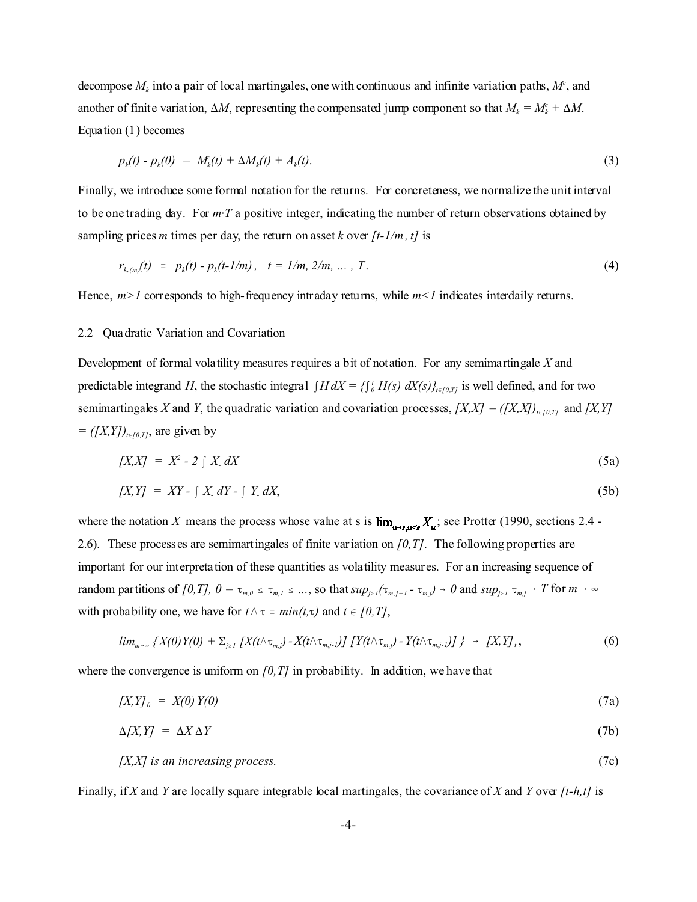decompose $M_k$ into a pair of local martingales, one with continuous and infinite variation paths, $M^c$, and another of finite variation, $\Delta M$, representing the compensated jump component so that $M_k = M_k^c + \Delta M$. Equation (1) becomes

$$p_k(t) - p_k(0) \;=\; M_k^c(t) + \Delta M_k(t) + A_k(t). \tag{3}$$

Finally, we introduce some formal notation for the returns. For concreteness, we normalize the unit interval to be one trading day. For $m{\cdot}T$ a positive integer, indicating the number of return observations obtained by sampling prices $m$ times per day, the return on asset $k$ over $[t-1/m, t]$ is

$$r_{k,(m)}(t) \;\equiv\; p_k(t) - p_k(t-1/m), \quad t = 1/m, 2/m, \ldots, T. \tag{4}$$

Hence, $m>1$ corresponds to high-frequency intraday returns, while $m<1$ indicates interdaily returns.

### 2.2 Quadratic Variation and Covariation

Development of formal volatility measures requires a bit of notation. For any semimartingale $X$ and predictable integrand $H$, the stochastic integral $\int H\,dX = \{\int_0^t H(s)\,dX(s)\}_{t\in[0,T]}$ is well defined, and for two semimartingales $X$ and $Y$, the quadratic variation and covariation processes, $[X,X] = ([X,X])_{t\in[0,T]}$ and $[X,Y] = ([X,Y])_{t\in[0,T]}$, are given by

$$[X,X] \;=\; X^2 - 2\int X_-\,dX \tag{5a}$$

$$[X,Y] \;=\; XY - \int X_-\,dY - \int Y_-\,dX, \tag{5b}$$

where the notation $X_-$ means the process whose value at s is $\lim_{u\to s, u<s} X_u$; see Protter (1990, sections 2.4 - 2.6). These processes are semimartingales of finite variation on $[0,T]$. The following properties are important for our interpretation of these quantities as volatility measures. For an increasing sequence of random partitions of $[0,T]$, $0 = \tau_{m,0} \le \tau_{m,1} \le \ldots$, so that $sup_{j\ge1}(\tau_{m,j+1} - \tau_{m,j}) \to 0$ and $sup_{j\ge1}\,\tau_{m,j} \to T$ for $m\to\infty$ with probability one, we have for $t\wedge\tau \equiv min(t,\tau)$ and $t\in[0,T]$,

$$lim_{m\to\infty}\,\{X(0)Y(0) + \Sigma_{j\ge1}\,[X(t\wedge\tau_{m,j}) - X(t\wedge\tau_{m,j-1})]\,[Y(t\wedge\tau_{m,j}) - Y(t\wedge\tau_{m,j-1})]\,\} \;\to\; [X,Y]_t, \tag{6}$$

where the convergence is uniform on $[0,T]$ in probability. In addition, we have that

$$[X,Y]_0 \;=\; X(0)\,Y(0) \tag{7a}$$

$$\Delta[X,Y] \;=\; \Delta X\,\Delta Y \tag{7b}$$

$$[X,X] \textit{ is an increasing process.} \tag{7c}$$

Finally, if $X$ and $Y$ are locally square integrable local martingales, the covariance of $X$ and $Y$ over $[t-h,t]$ is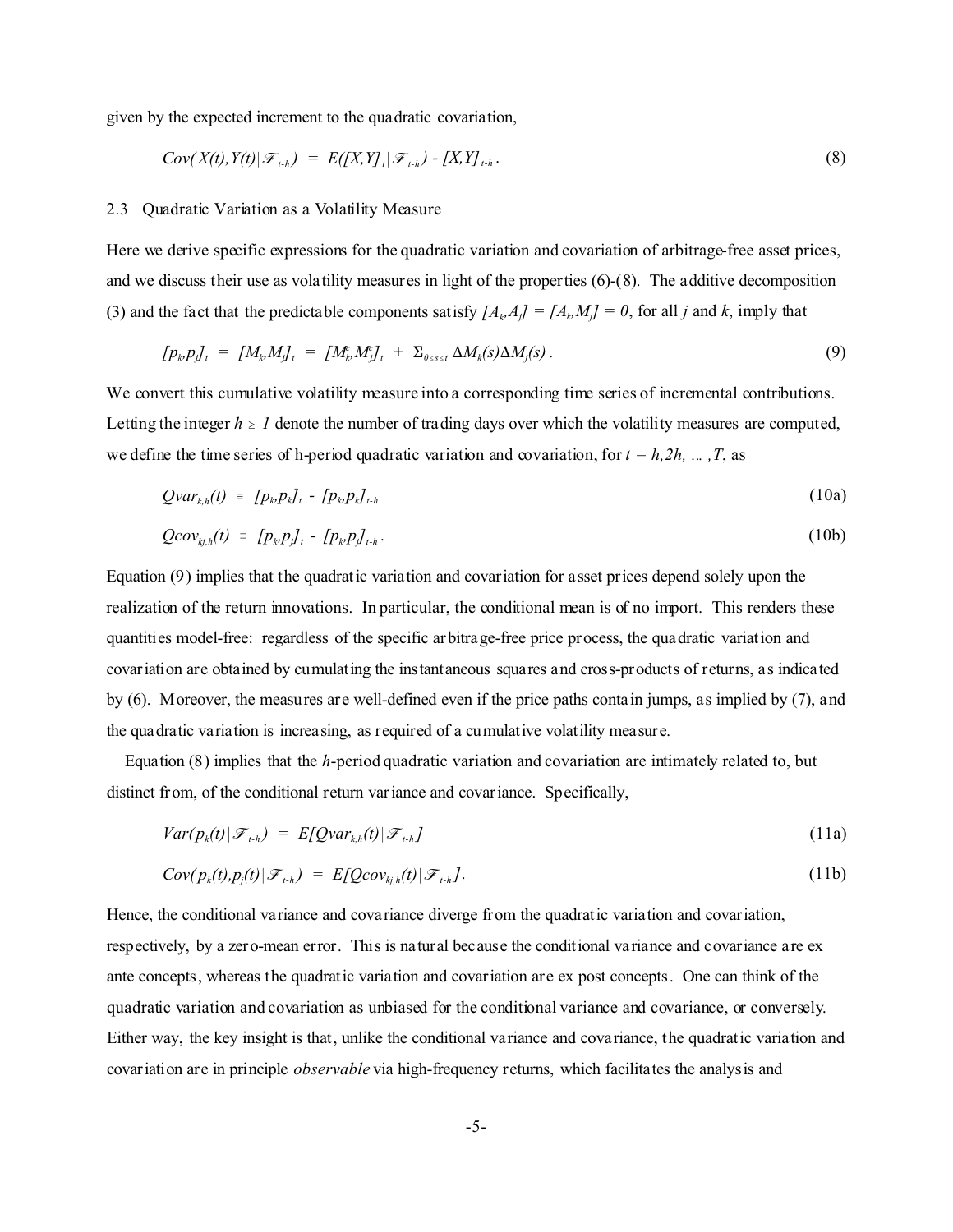given by the expected increment to the quadratic covariation,

$$Cov(X(t),Y(t)|\mathcal{F}_{t-h}) \;=\; E([X,Y]_t|\mathcal{F}_{t-h}) - [X,Y]_{t-h}\,. \tag{8}$$

## 2.3 Quadratic Variation as a Volatility Measure

Here we derive specific expressions for the quadratic variation and covariation of arbitrage-free asset prices, and we discuss their use as volatility measures in light of the properties (6)-(8). The additive decomposition (3) and the fact that the predictable components satisfy $[A_k,A_j] = [A_k,M_j] = 0$, for all $j$ and $k$, imply that

$$[p_k,p_j]_t \;=\; [M_k,M_j]_t \;=\; [M_k^c,M_j^c]_t \;+\; \Sigma_{0\leq s\leq t}\,\Delta M_k(s)\Delta M_j(s)\,. \tag{9}$$

We convert this cumulative volatility measure into a corresponding time series of incremental contributions. Letting the integer $h \geq 1$ denote the number of trading days over which the volatility measures are computed, we define the time series of h-period quadratic variation and covariation, for $t = h, 2h, \ldots, T$, as

$$Qvar_{k,h}(t) \;\equiv\; [p_k,p_k]_t \,-\, [p_k,p_k]_{t-h} \tag{10a}$$

$$Qcov_{kj,h}(t) \;\equiv\; [p_k,p_j]_t \,-\, [p_k,p_j]_{t-h}\,. \tag{10b}$$

Equation (9) implies that the quadratic variation and covariation for asset prices depend solely upon the realization of the return innovations. In particular, the conditional mean is of no import. This renders these quantities model-free: regardless of the specific arbitrage-free price process, the quadratic variation and covariation are obtained by cumulating the instantaneous squares and cross-products of returns, as indicated by (6). Moreover, the measures are well-defined even if the price paths contain jumps, as implied by (7), and the quadratic variation is increasing, as required of a cumulative volatility measure.

Equation (8) implies that the $h$-period quadratic variation and covariation are intimately related to, but distinct from, of the conditional return variance and covariance. Specifically,

$$Var(p_k(t)|\mathcal{F}_{t-h}) \;=\; E[Qvar_{k,h}(t)|\mathcal{F}_{t-h}] \tag{11a}$$

$$Cov(\,p_k(t),p_j(t)|\mathcal{F}_{t-h}) \;=\; E[Qcov_{kj,h}(t)|\mathcal{F}_{t-h}]\,. \tag{11b}$$

Hence, the conditional variance and covariance diverge from the quadratic variation and covariation, respectively, by a zero-mean error. This is natural because the conditional variance and covariance are ex ante concepts, whereas the quadratic variation and covariation are ex post concepts. One can think of the quadratic variation and covariation as unbiased for the conditional variance and covariance, or conversely. Either way, the key insight is that, unlike the conditional variance and covariance, the quadratic variation and covariation are in principle *observable* via high-frequency returns, which facilitates the analysis and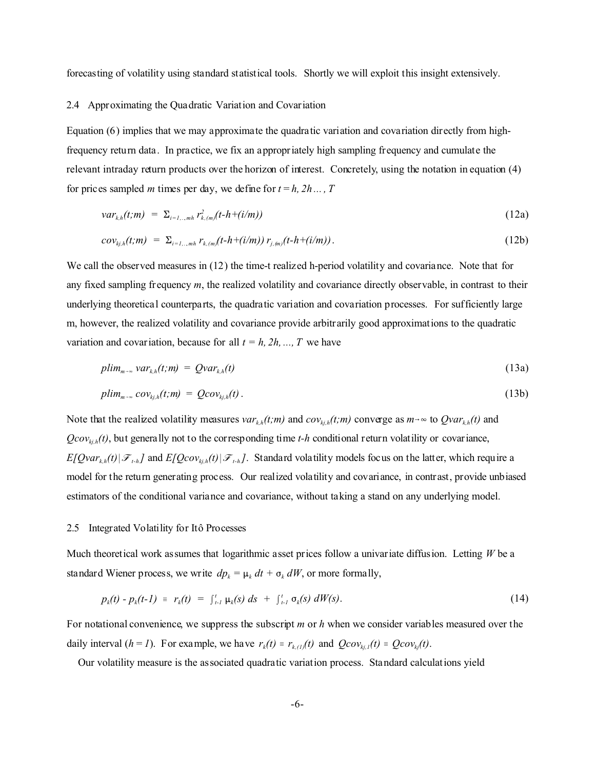forecasting of volatility using standard statistical tools. Shortly we will exploit this insight extensively.

### 2.4 Approximating the Quadratic Variation and Covariation

Equation (6) implies that we may approximate the quadratic variation and covariation directly from high-frequency return data. In practice, we fix an appropriately high sampling frequency and cumulate the relevant intraday return products over the horizon of interest. Concretely, using the notation in equation (4) for prices sampled $m$ times per day, we define for $t = h, 2h \dots, T$

$$var_{k,h}(t;m) \;=\; \Sigma_{i=1,\dots,mh}\, r^2_{k,(m)}(t\text{-}h\text{+}(i/m)) \tag{12a}$$

$$cov_{kj,h}(t;m) \;=\; \Sigma_{i=1,\dots,mh}\, r_{k,(m)}(t\text{-}h\text{+}(i/m))\, r_{j,(m)}(t\text{-}h\text{+}(i/m))\,. \tag{12b}$$

We call the observed measures in (12) the time-t realized h-period volatility and covariance. Note that for any fixed sampling frequency $m$, the realized volatility and covariance directly observable, in contrast to their underlying theoretical counterparts, the quadratic variation and covariation processes. For sufficiently large m, however, the realized volatility and covariance provide arbitrarily good approximations to the quadratic variation and covariation, because for all $t = h, 2h, \dots, T$ we have

$$plim_{m\to\infty}\; var_{k,h}(t;m) \;=\; Qvar_{k,h}(t) \tag{13a}$$

$$plim_{m\to\infty}\; cov_{kj,h}(t;m) \;=\; Qcov_{kj,h}(t)\,. \tag{13b}$$

Note that the realized volatility measures $var_{k,h}(t;m)$ and $cov_{kj,h}(t;m)$ converge as $m\to\infty$ to $Qvar_{k,h}(t)$ and $Qcov_{kj,h}(t)$, but generally not to the corresponding time $t$-$h$ conditional return volatility or covariance, $E[Qvar_{k,h}(t)|\mathcal{F}_{t-h}]$ and $E[Qcov_{kj,h}(t)|\mathcal{F}_{t-h}]$. Standard volatility models focus on the latter, which require a model for the return generating process. Our realized volatility and covariance, in contrast, provide unbiased estimators of the conditional variance and covariance, without taking a stand on any underlying model.

### 2.5 Integrated Volatility for Itô Processes

Much theoretical work assumes that logarithmic asset prices follow a univariate diffusion. Letting $W$ be a standard Wiener process, we write $dp_k = \mu_k\, dt + \sigma_k\, dW$, or more formally,

$$p_k(t) - p_k(t\text{-}1) \;\equiv\; r_k(t) \;=\; \int_{t-1}^{t} \mu_k(s)\, ds \;+\; \int_{t-1}^{t} \sigma_k(s)\, dW(s). \tag{14}$$

For notational convenience, we suppress the subscript $m$ or $h$ when we consider variables measured over the daily interval ($h = 1$). For example, we have $r_k(t) \equiv r_{k,(1)}(t)$ and $Qcov_{kj,1}(t) \equiv Qcov_{kj}(t)$.

Our volatility measure is the associated quadratic variation process. Standard calculations yield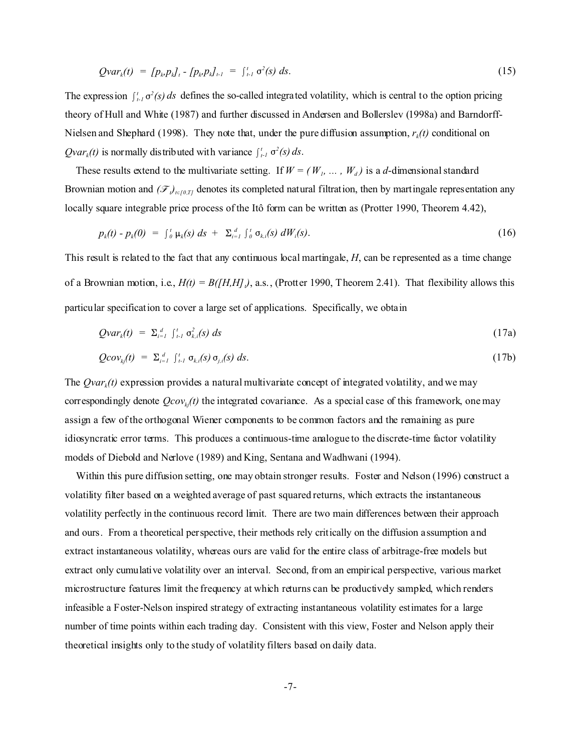$$Qvar_k(t) \;=\; [p_k,p_k]_t - [p_k,p_k]_{t-1} \;=\; \int_{t-1}^{t} \sigma^2(s)\, ds. \tag{15}$$

The expression $\int_{t-1}^{t} \sigma^2(s)\, ds$ defines the so-called integrated volatility, which is central to the option pricing theory of Hull and White (1987) and further discussed in Andersen and Bollerslev (1998a) and Barndorff-Nielsen and Shephard (1998). They note that, under the pure diffusion assumption, $r_k(t)$ conditional on $Qvar_k(t)$ is normally distributed with variance $\int_{t-1}^{t} \sigma^2(s)\, ds$.

These results extend to the multivariate setting. If $W = (W_1, \ldots, W_d)$ is a $d$-dimensional standard Brownian motion and $(\mathscr{F}_t)_{t\in[0,T]}$ denotes its completed natural filtration, then by martingale representation any locally square integrable price process of the Itô form can be written as (Protter 1990, Theorem 4.42),

$$p_k(t) - p_k(0) \;=\; \int_0^t \mu_k(s)\, ds \;+\; \Sigma_{i=1}^{d} \int_0^t \sigma_{k,i}(s)\, dW_i(s). \tag{16}$$

This result is related to the fact that any continuous local martingale, $H$, can be represented as a time change of a Brownian motion, i.e., $H(t) = B([H,H]_t)$, a.s., (Protter 1990, Theorem 2.41). That flexibility allows this particular specification to cover a large set of applications. Specifically, we obtain

$$Qvar_k(t) \;=\; \Sigma_{i=1}^{d} \int_{t-1}^{t} \sigma_{k,i}^2(s)\, ds \tag{17a}$$

$$Qcov_{kj}(t) \;=\; \Sigma_{i=1}^{d} \int_{t-1}^{t} \sigma_{k,i}(s)\, \sigma_{j,i}(s)\, ds. \tag{17b}$$

The $Qvar_k(t)$ expression provides a natural multivariate concept of integrated volatility, and we may correspondingly denote $Qcov_{kj}(t)$ the integrated covariance. As a special case of this framework, one may assign a few of the orthogonal Wiener components to be common factors and the remaining as pure idiosyncratic error terms. This produces a continuous-time analogue to the discrete-time factor volatility models of Diebold and Nerlove (1989) and King, Sentana and Wadhwani (1994).

Within this pure diffusion setting, one may obtain stronger results. Foster and Nelson (1996) construct a volatility filter based on a weighted average of past squared returns, which extracts the instantaneous volatility perfectly in the continuous record limit. There are two main differences between their approach and ours. From a theoretical perspective, their methods rely critically on the diffusion assumption and extract instantaneous volatility, whereas ours are valid for the entire class of arbitrage-free models but extract only cumulative volatility over an interval. Second, from an empirical perspective, various market microstructure features limit the frequency at which returns can be productively sampled, which renders infeasible a Foster-Nelson inspired strategy of extracting instantaneous volatility estimates for a large number of time points within each trading day. Consistent with this view, Foster and Nelson apply their theoretical insights only to the study of volatility filters based on daily data.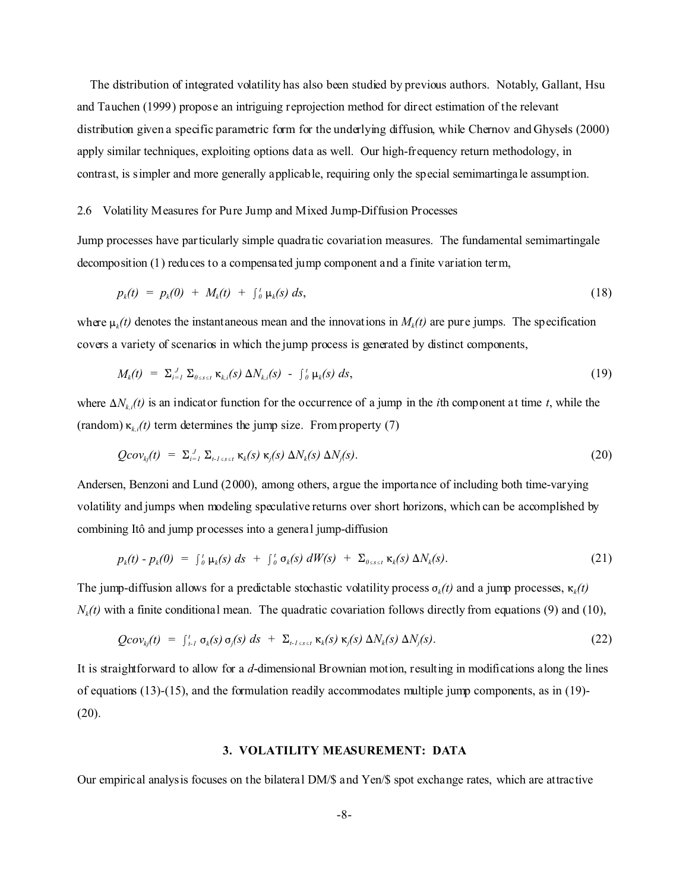The distribution of integrated volatility has also been studied by previous authors. Notably, Gallant, Hsu and Tauchen (1999) propose an intriguing reprojection method for direct estimation of the relevant distribution given a specific parametric form for the underlying diffusion, while Chernov and Ghysels (2000) apply similar techniques, exploiting options data as well. Our high-frequency return methodology, in contrast, is simpler and more generally applicable, requiring only the special semimartingale assumption.

### 2.6 Volatility Measures for Pure Jump and Mixed Jump-Diffusion Processes

Jump processes have particularly simple quadratic covariation measures. The fundamental semimartingale decomposition (1) reduces to a compensated jump component and a finite variation term,

$$p_k(t) \;=\; p_k(0) \;+\; M_k(t) \;+\; \int_0^t \mu_k(s)\, ds, \tag{18}$$

where $\mu_k(t)$ denotes the instantaneous mean and the innovations in $M_k(t)$ are pure jumps. The specification covers a variety of scenarios in which the jump process is generated by distinct components,

$$M_k(t) \;=\; \Sigma_{i=1}^{J}\, \Sigma_{0 \leq s \leq t}\, \kappa_{k,i}(s)\, \Delta N_{k,i}(s) \;-\; \int_0^t \mu_k(s)\, ds, \tag{19}$$

where $\Delta N_{k,i}(t)$ is an indicator function for the occurrence of a jump in the $i$th component at time $t$, while the (random) $\kappa_{k,i}(t)$ term determines the jump size. From property (7)

$$Qcov_{kj}(t) \;=\; \Sigma_{i=1}^{J}\, \Sigma_{t-1 \leq s \leq t}\, \kappa_k(s)\, \kappa_j(s)\, \Delta N_k(s)\, \Delta N_j(s). \tag{20}$$

Andersen, Benzoni and Lund (2000), among others, argue the importance of including both time-varying volatility and jumps when modeling speculative returns over short horizons, which can be accomplished by combining Itô and jump processes into a general jump-diffusion

$$p_k(t) - p_k(0) \;=\; \int_0^t \mu_k(s)\, ds \;+\; \int_0^t \sigma_k(s)\, dW(s) \;+\; \Sigma_{0 \leq s \leq t}\, \kappa_k(s)\, \Delta N_k(s). \tag{21}$$

The jump-diffusion allows for a predictable stochastic volatility process $\sigma_k(t)$ and a jump processes, $\kappa_k(t)$ $N_k(t)$ with a finite conditional mean. The quadratic covariation follows directly from equations (9) and (10),

$$Qcov_{kj}(t) \;=\; \int_{t-1}^t \sigma_k(s)\, \sigma_j(s)\, ds \;+\; \Sigma_{t-1 \leq s \leq t}\, \kappa_k(s)\, \kappa_j(s)\, \Delta N_k(s)\, \Delta N_j(s). \tag{22}$$

It is straightforward to allow for a $d$-dimensional Brownian motion, resulting in modifications along the lines of equations (13)-(15), and the formulation readily accommodates multiple jump components, as in (19)-(20).

## 3. VOLATILITY MEASUREMENT: DATA

Our empirical analysis is focuses on the bilateral DM/$ and Yen/$ spot exchange rates, which are attractive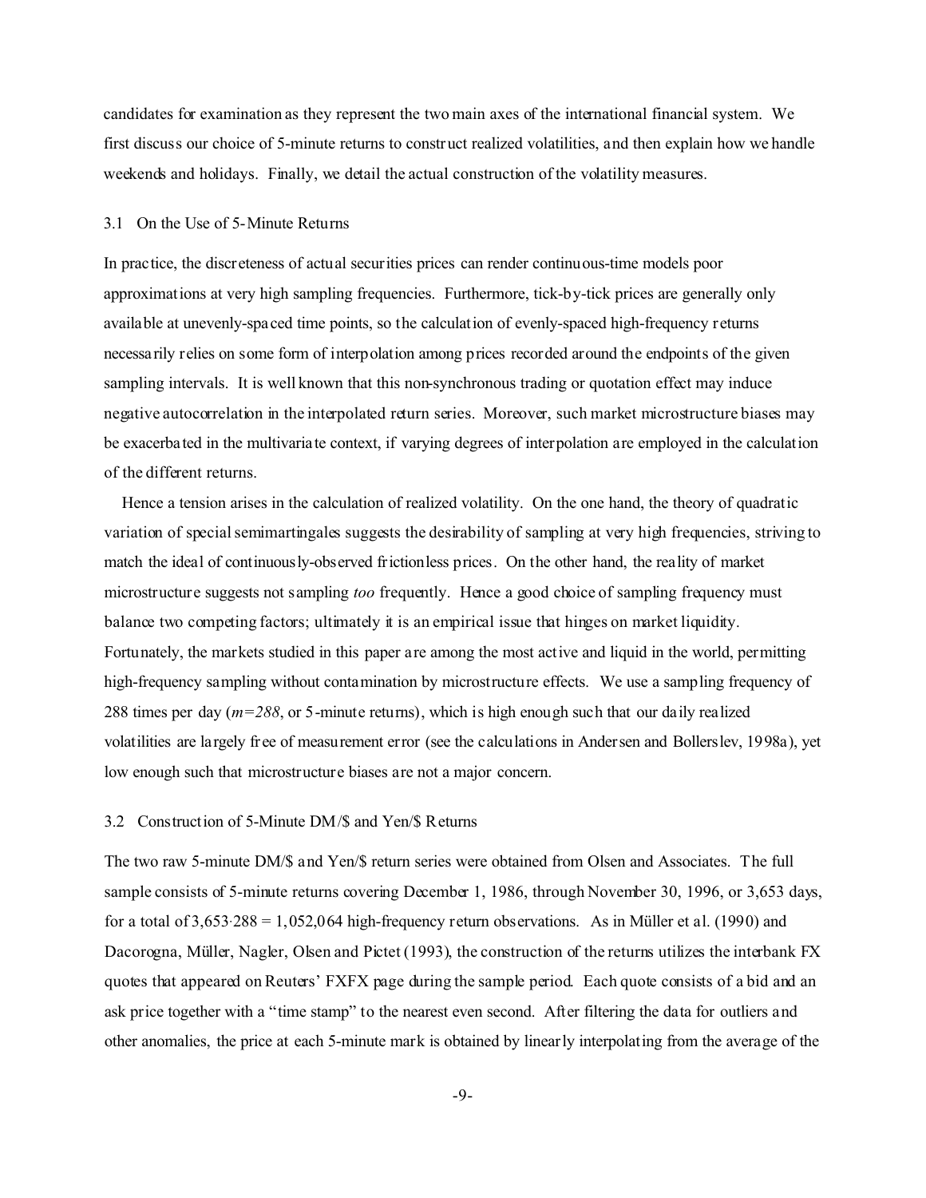candidates for examination as they represent the two main axes of the international financial system. We first discuss our choice of 5-minute returns to construct realized volatilities, and then explain how we handle weekends and holidays. Finally, we detail the actual construction of the volatility measures.

### 3.1 On the Use of 5-Minute Returns

In practice, the discreteness of actual securities prices can render continuous-time models poor approximations at very high sampling frequencies. Furthermore, tick-by-tick prices are generally only available at unevenly-spaced time points, so the calculation of evenly-spaced high-frequency returns necessarily relies on some form of interpolation among prices recorded around the endpoints of the given sampling intervals. It is well known that this non-synchronous trading or quotation effect may induce negative autocorrelation in the interpolated return series. Moreover, such market microstructure biases may be exacerbated in the multivariate context, if varying degrees of interpolation are employed in the calculation of the different returns.

Hence a tension arises in the calculation of realized volatility. On the one hand, the theory of quadratic variation of special semimartingales suggests the desirability of sampling at very high frequencies, striving to match the ideal of continuously-observed frictionless prices. On the other hand, the reality of market microstructure suggests not sampling *too* frequently. Hence a good choice of sampling frequency must balance two competing factors; ultimately it is an empirical issue that hinges on market liquidity. Fortunately, the markets studied in this paper are among the most active and liquid in the world, permitting high-frequency sampling without contamination by microstructure effects. We use a sampling frequency of 288 times per day ($m=288$, or 5-minute returns), which is high enough such that our daily realized volatilities are largely free of measurement error (see the calculations in Andersen and Bollerslev, 1998a), yet low enough such that microstructure biases are not a major concern.

### 3.2 Construction of 5-Minute DM/$ and Yen/$ Returns

The two raw 5-minute DM/$ and Yen/$ return series were obtained from Olsen and Associates. The full sample consists of 5-minute returns covering December 1, 1986, through November 30, 1996, or 3,653 days, for a total of $3{,}653 \cdot 288 = 1{,}052{,}064$ high-frequency return observations. As in Müller et al. (1990) and Dacorogna, Müller, Nagler, Olsen and Pictet (1993), the construction of the returns utilizes the interbank FX quotes that appeared on Reuters' FXFX page during the sample period. Each quote consists of a bid and an ask price together with a "time stamp" to the nearest even second. After filtering the data for outliers and other anomalies, the price at each 5-minute mark is obtained by linearly interpolating from the average of the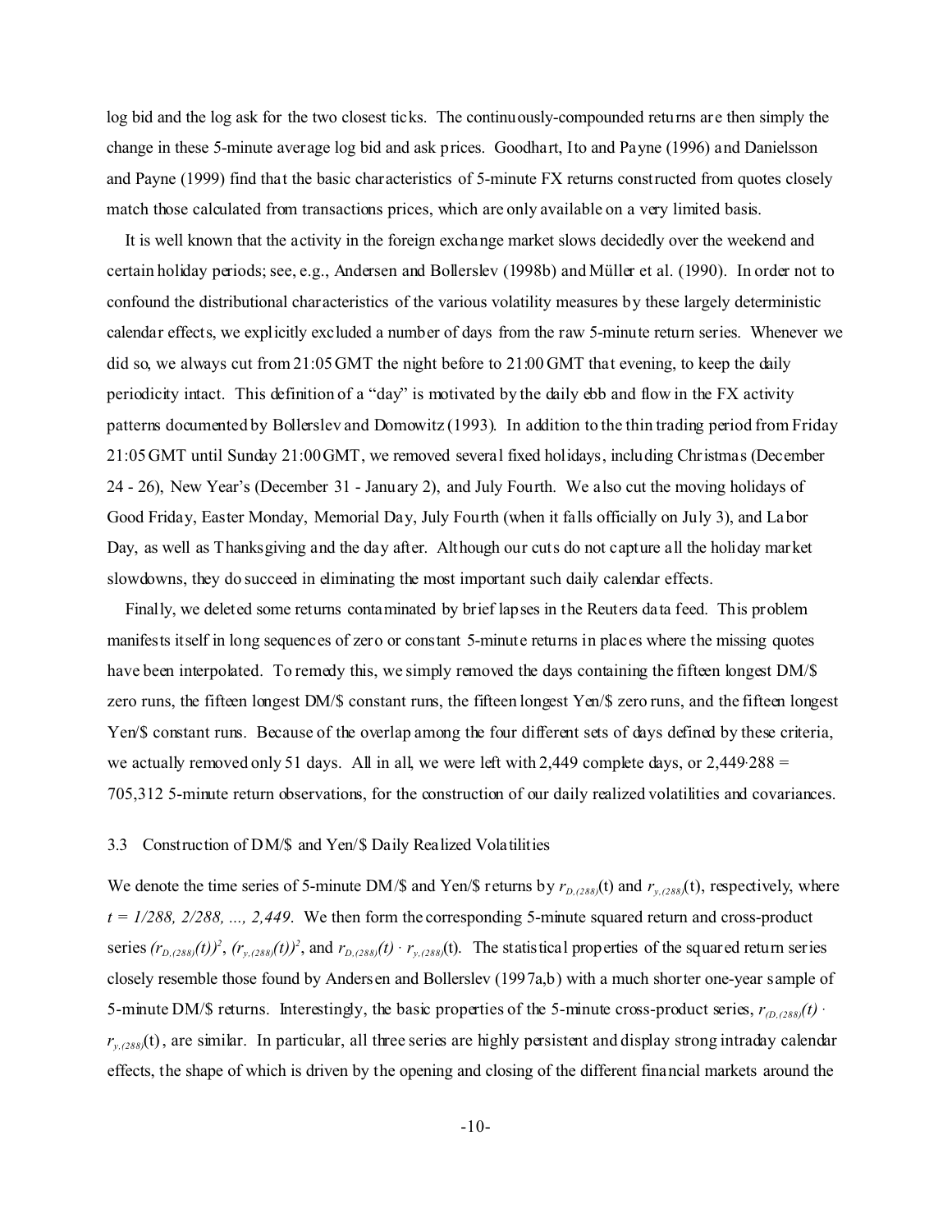log bid and the log ask for the two closest ticks. The continuously-compounded returns are then simply the change in these 5-minute average log bid and ask prices. Goodhart, Ito and Payne (1996) and Danielsson and Payne (1999) find that the basic characteristics of 5-minute FX returns constructed from quotes closely match those calculated from transactions prices, which are only available on a very limited basis.

It is well known that the activity in the foreign exchange market slows decidedly over the weekend and certain holiday periods; see, e.g., Andersen and Bollerslev (1998b) and Müller et al. (1990). In order not to confound the distributional characteristics of the various volatility measures by these largely deterministic calendar effects, we explicitly excluded a number of days from the raw 5-minute return series. Whenever we did so, we always cut from 21:05 GMT the night before to 21:00 GMT that evening, to keep the daily periodicity intact. This definition of a "day" is motivated by the daily ebb and flow in the FX activity patterns documented by Bollerslev and Domowitz (1993). In addition to the thin trading period from Friday 21:05 GMT until Sunday 21:00 GMT, we removed several fixed holidays, including Christmas (December 24 - 26), New Year's (December 31 - January 2), and July Fourth. We also cut the moving holidays of Good Friday, Easter Monday, Memorial Day, July Fourth (when it falls officially on July 3), and Labor Day, as well as Thanksgiving and the day after. Although our cuts do not capture all the holiday market slowdowns, they do succeed in eliminating the most important such daily calendar effects.

Finally, we deleted some returns contaminated by brief lapses in the Reuters data feed. This problem manifests itself in long sequences of zero or constant 5-minute returns in places where the missing quotes have been interpolated. To remedy this, we simply removed the days containing the fifteen longest DM/$ zero runs, the fifteen longest DM/$ constant runs, the fifteen longest Yen/$ zero runs, and the fifteen longest Yen/$ constant runs. Because of the overlap among the four different sets of days defined by these criteria, we actually removed only 51 days. All in all, we were left with 2,449 complete days, or $2{,}449 \cdot 288 = 705{,}312$ 5-minute return observations, for the construction of our daily realized volatilities and covariances.

### 3.3 Construction of DM/$ and Yen/$ Daily Realized Volatilities

We denote the time series of 5-minute DM/$ and Yen/$ returns by $r_{D,(288)}(t)$ and $r_{y,(288)}(t)$, respectively, where $t = 1/288, 2/288, \ldots, 2{,}449$. We then form the corresponding 5-minute squared return and cross-product series $(r_{D,(288)}(t))^2$, $(r_{y,(288)}(t))^2$, and $r_{D,(288)}(t) \cdot r_{y,(288)}(t)$. The statistical properties of the squared return series closely resemble those found by Andersen and Bollerslev (1997a,b) with a much shorter one-year sample of 5-minute DM/$ returns. Interestingly, the basic properties of the 5-minute cross-product series, $r_{(D,(288)}(t) \cdot r_{y,(288)}(t)$, are similar. In particular, all three series are highly persistent and display strong intraday calendar effects, the shape of which is driven by the opening and closing of the different financial markets around the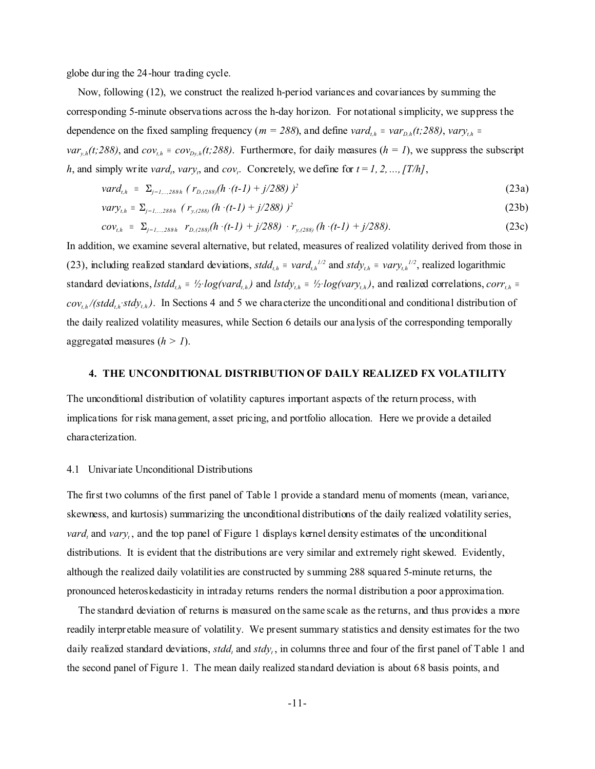globe during the 24-hour trading cycle.

Now, following (12), we construct the realized h-period variances and covariances by summing the corresponding 5-minute observations across the h-day horizon. For notational simplicity, we suppress the dependence on the fixed sampling frequency ($m = 288$), and define $vard_{t,h} \equiv var_{D,h}(t;288)$, $vary_{t,h} \equiv var_{y,h}(t;288)$, and $cov_{t,h} \equiv cov_{Dy,h}(t;288)$. Furthermore, for daily measures ($h = 1$), we suppress the subscript $h$, and simply write $vard_t$, $vary_t$, and $cov_t$. Concretely, we define for $t = 1, 2, ..., [T/h]$,

$$vard_{t,h} \equiv \Sigma_{j=1,...,288h} \; ( r_{D,(288)}(h \cdot (t-1) + j/288) )^2 \tag{23a}$$

$$vary_{t,h} \equiv \Sigma_{j=1,...,288h} \; ( r_{y,(288)} (h \cdot (t-1) + j/288) )^2 \tag{23b}$$

$$cov_{t,h} \equiv \Sigma_{j=1,...,288h} \;\; r_{D,(288)}(h \cdot (t-1) + j/288) \cdot r_{y,(288)} (h \cdot (t-1) + j/288). \tag{23c}$$

In addition, we examine several alternative, but related, measures of realized volatility derived from those in (23), including realized standard deviations, $stdd_{t,h} \equiv vard_{t,h}^{1/2}$ and $stdy_{t,h} \equiv vary_{t,h}^{1/2}$, realized logarithmic standard deviations, $lstdd_{t,h} \equiv ½ \cdot log(vard_{t,h})$ and $lstdy_{t,h} \equiv ½ \cdot log(vary_{t,h})$, and realized correlations, $corr_{t,h} \equiv cov_{t,h}/(stdd_{t,h} \cdot stdy_{t,h})$. In Sections 4 and 5 we characterize the unconditional and conditional distribution of the daily realized volatility measures, while Section 6 details our analysis of the corresponding temporally aggregated measures ($h > 1$).

## 4. THE UNCONDITIONAL DISTRIBUTION OF DAILY REALIZED FX VOLATILITY

The unconditional distribution of volatility captures important aspects of the return process, with implications for risk management, asset pricing, and portfolio allocation. Here we provide a detailed characterization.

### 4.1 Univariate Unconditional Distributions

The first two columns of the first panel of Table 1 provide a standard menu of moments (mean, variance, skewness, and kurtosis) summarizing the unconditional distributions of the daily realized volatility series, $vard_t$ and $vary_t$, and the top panel of Figure 1 displays kernel density estimates of the unconditional distributions. It is evident that the distributions are very similar and extremely right skewed. Evidently, although the realized daily volatilities are constructed by summing 288 squared 5-minute returns, the pronounced heteroskedasticity in intraday returns renders the normal distribution a poor approximation.

The standard deviation of returns is measured on the same scale as the returns, and thus provides a more readily interpretable measure of volatility. We present summary statistics and density estimates for the two daily realized standard deviations, $stdd_t$ and $stdy_t$, in columns three and four of the first panel of Table 1 and the second panel of Figure 1. The mean daily realized standard deviation is about 68 basis points, and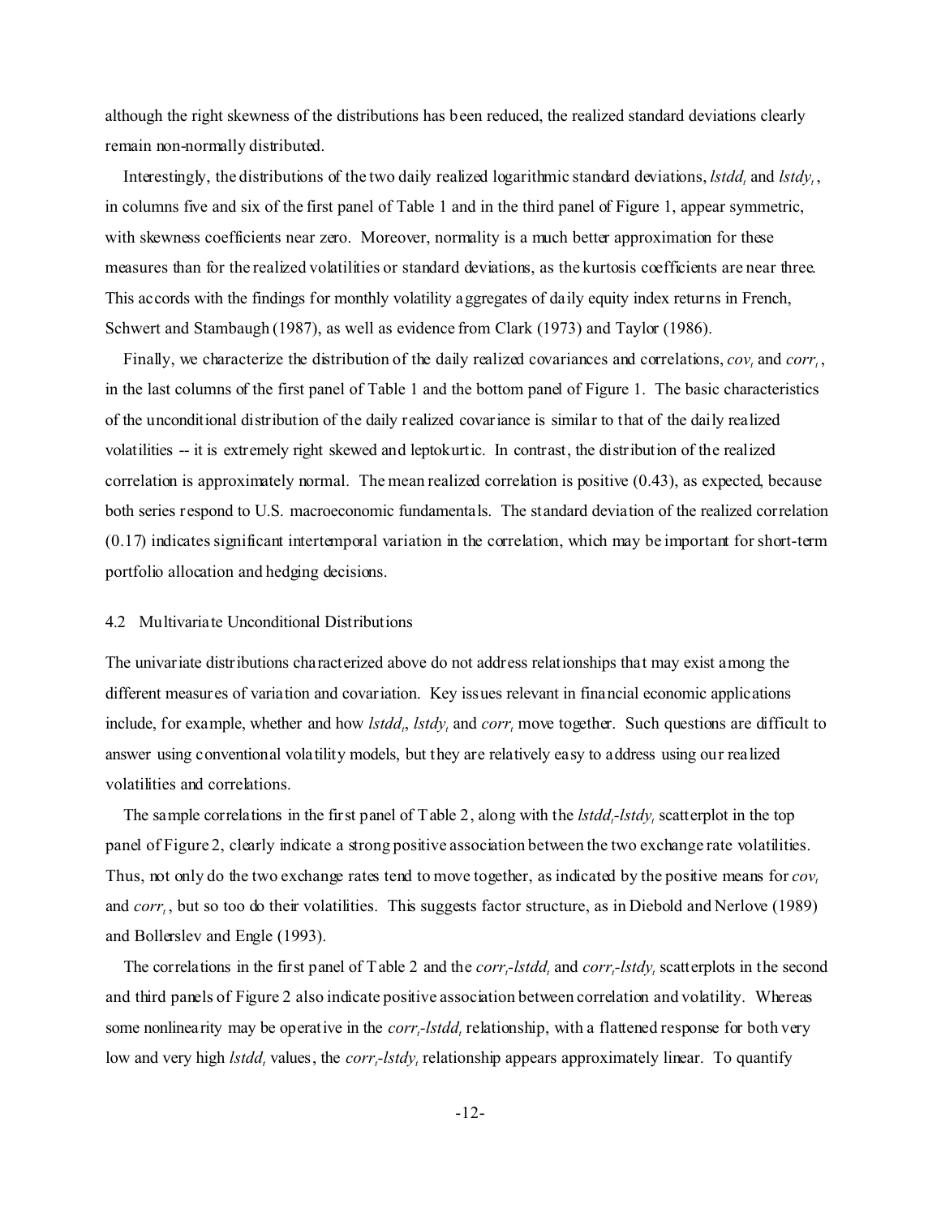although the right skewness of the distributions has been reduced, the realized standard deviations clearly remain non-normally distributed.

Interestingly, the distributions of the two daily realized logarithmic standard deviations, $lstdd_t$ and $lstdy_t$, in columns five and six of the first panel of Table 1 and in the third panel of Figure 1, appear symmetric, with skewness coefficients near zero. Moreover, normality is a much better approximation for these measures than for the realized volatilities or standard deviations, as the kurtosis coefficients are near three. This accords with the findings for monthly volatility aggregates of daily equity index returns in French, Schwert and Stambaugh (1987), as well as evidence from Clark (1973) and Taylor (1986).

Finally, we characterize the distribution of the daily realized covariances and correlations, $cov_t$ and $corr_t$, in the last columns of the first panel of Table 1 and the bottom panel of Figure 1. The basic characteristics of the unconditional distribution of the daily realized covariance is similar to that of the daily realized volatilities -- it is extremely right skewed and leptokurtic. In contrast, the distribution of the realized correlation is approximately normal. The mean realized correlation is positive (0.43), as expected, because both series respond to U.S. macroeconomic fundamentals. The standard deviation of the realized correlation (0.17) indicates significant intertemporal variation in the correlation, which may be important for short-term portfolio allocation and hedging decisions.

## 4.2 Multivariate Unconditional Distributions

The univariate distributions characterized above do not address relationships that may exist among the different measures of variation and covariation. Key issues relevant in financial economic applications include, for example, whether and how $lstdd_t$, $lstdy_t$ and $corr_t$ move together. Such questions are difficult to answer using conventional volatility models, but they are relatively easy to address using our realized volatilities and correlations.

The sample correlations in the first panel of Table 2, along with the $lstdd_t$-$lstdy_t$ scatterplot in the top panel of Figure 2, clearly indicate a strong positive association between the two exchange rate volatilities. Thus, not only do the two exchange rates tend to move together, as indicated by the positive means for $cov_t$ and $corr_t$, but so too do their volatilities. This suggests factor structure, as in Diebold and Nerlove (1989) and Bollerslev and Engle (1993).

The correlations in the first panel of Table 2 and the $corr_t$-$lstdd_t$ and $corr_t$-$lstdy_t$ scatterplots in the second and third panels of Figure 2 also indicate positive association between correlation and volatility. Whereas some nonlinearity may be operative in the $corr_t$-$lstdd_t$ relationship, with a flattened response for both very low and very high $lstdd_t$ values, the $corr_t$-$lstdy_t$ relationship appears approximately linear. To quantify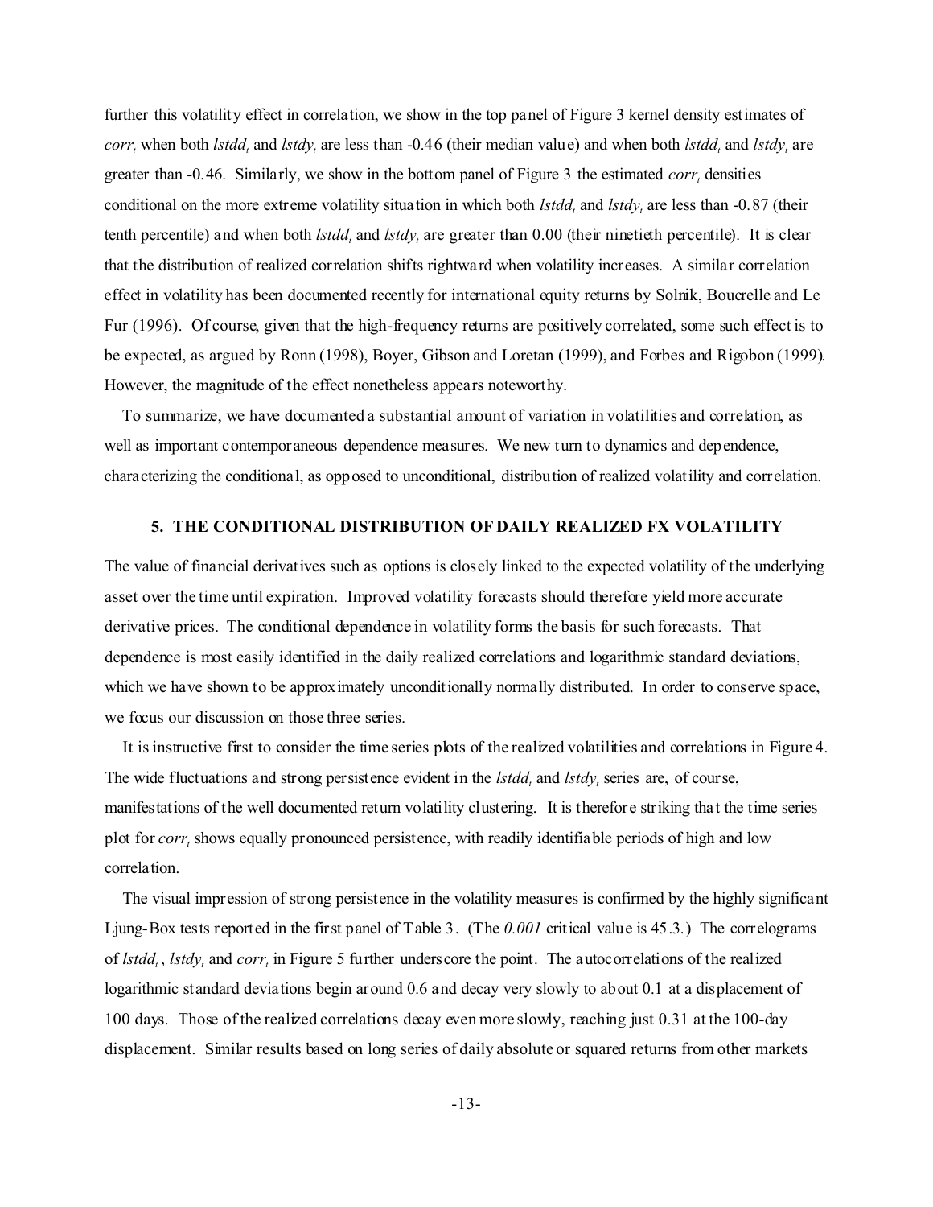further this volatility effect in correlation, we show in the top panel of Figure 3 kernel density estimates of $corr_t$ when both $lstdd_t$ and $lstdy_t$ are less than -0.46 (their median value) and when both $lstdd_t$ and $lstdy_t$ are greater than -0.46. Similarly, we show in the bottom panel of Figure 3 the estimated $corr_t$ densities conditional on the more extreme volatility situation in which both $lstdd_t$ and $lstdy_t$ are less than -0.87 (their tenth percentile) and when both $lstdd_t$ and $lstdy_t$ are greater than 0.00 (their ninetieth percentile). It is clear that the distribution of realized correlation shifts rightward when volatility increases. A similar correlation effect in volatility has been documented recently for international equity returns by Solnik, Boucrelle and Le Fur (1996). Of course, given that the high-frequency returns are positively correlated, some such effect is to be expected, as argued by Ronn (1998), Boyer, Gibson and Loretan (1999), and Forbes and Rigobon (1999). However, the magnitude of the effect nonetheless appears noteworthy.

To summarize, we have documented a substantial amount of variation in volatilities and correlation, as well as important contemporaneous dependence measures. We new turn to dynamics and dependence, characterizing the conditional, as opposed to unconditional, distribution of realized volatility and correlation.

## 5. THE CONDITIONAL DISTRIBUTION OF DAILY REALIZED FX VOLATILITY

The value of financial derivatives such as options is closely linked to the expected volatility of the underlying asset over the time until expiration. Improved volatility forecasts should therefore yield more accurate derivative prices. The conditional dependence in volatility forms the basis for such forecasts. That dependence is most easily identified in the daily realized correlations and logarithmic standard deviations, which we have shown to be approximately unconditionally normally distributed. In order to conserve space, we focus our discussion on those three series.

It is instructive first to consider the time series plots of the realized volatilities and correlations in Figure 4. The wide fluctuations and strong persistence evident in the $lstdd_t$ and $lstdy_t$ series are, of course, manifestations of the well documented return volatility clustering. It is therefore striking that the time series plot for $corr_t$ shows equally pronounced persistence, with readily identifiable periods of high and low correlation.

The visual impression of strong persistence in the volatility measures is confirmed by the highly significant Ljung-Box tests reported in the first panel of Table 3. (The *0.001* critical value is 45.3.) The correlograms of $lstdd_t$, $lstdy_t$ and $corr_t$ in Figure 5 further underscore the point. The autocorrelations of the realized logarithmic standard deviations begin around 0.6 and decay very slowly to about 0.1 at a displacement of 100 days. Those of the realized correlations decay even more slowly, reaching just 0.31 at the 100-day displacement. Similar results based on long series of daily absolute or squared returns from other markets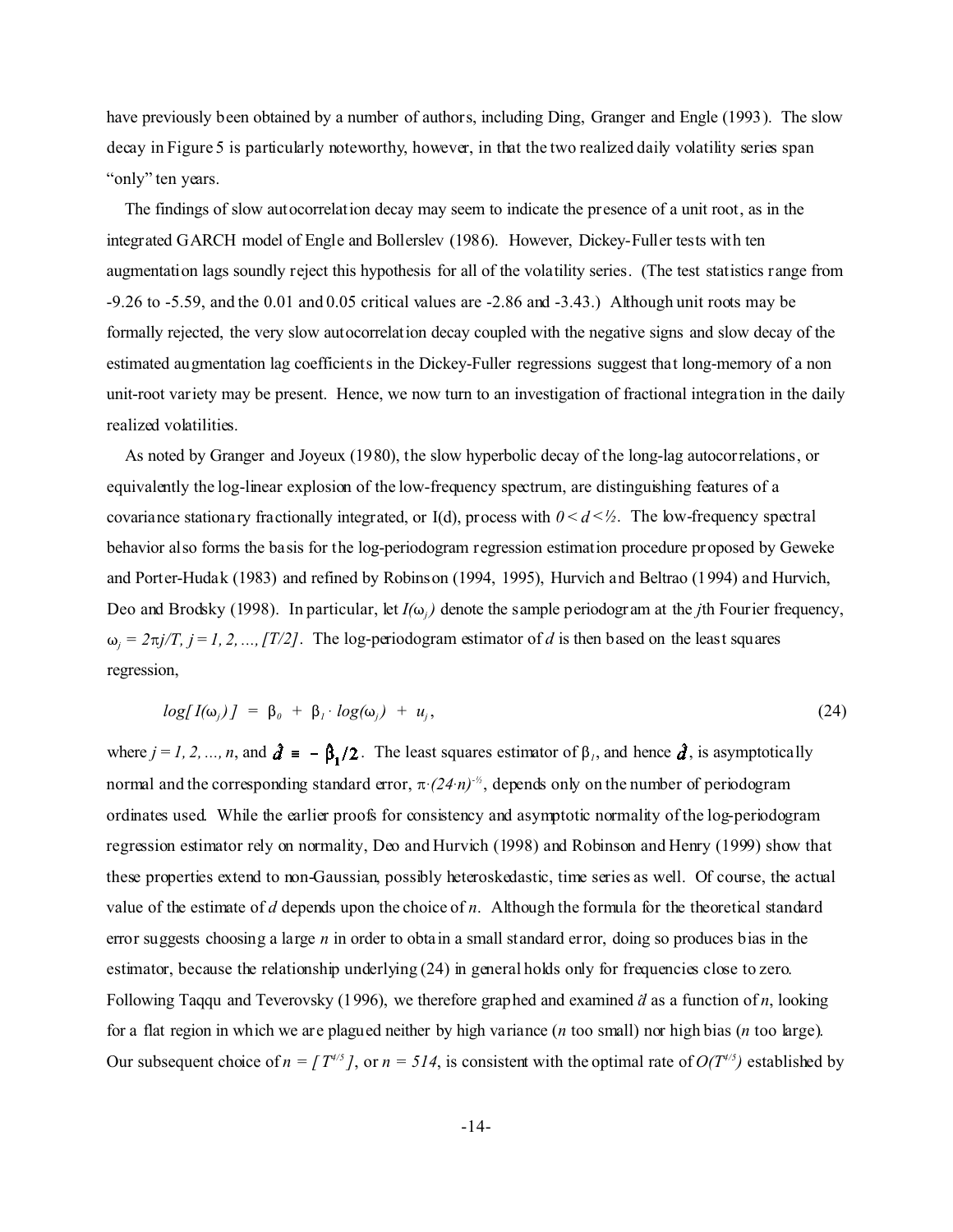have previously been obtained by a number of authors, including Ding, Granger and Engle (1993). The slow decay in Figure 5 is particularly noteworthy, however, in that the two realized daily volatility series span "only" ten years.

The findings of slow autocorrelation decay may seem to indicate the presence of a unit root, as in the integrated GARCH model of Engle and Bollerslev (1986). However, Dickey-Fuller tests with ten augmentation lags soundly reject this hypothesis for all of the volatility series. (The test statistics range from -9.26 to -5.59, and the 0.01 and 0.05 critical values are -2.86 and -3.43.) Although unit roots may be formally rejected, the very slow autocorrelation decay coupled with the negative signs and slow decay of the estimated augmentation lag coefficients in the Dickey-Fuller regressions suggest that long-memory of a non unit-root variety may be present. Hence, we now turn to an investigation of fractional integration in the daily realized volatilities.

As noted by Granger and Joyeux (1980), the slow hyperbolic decay of the long-lag autocorrelations, or equivalently the log-linear explosion of the low-frequency spectrum, are distinguishing features of a covariance stationary fractionally integrated, or I(d), process with $0 < d < ½$. The low-frequency spectral behavior also forms the basis for the log-periodogram regression estimation procedure proposed by Geweke and Porter-Hudak (1983) and refined by Robinson (1994, 1995), Hurvich and Beltrao (1994) and Hurvich, Deo and Brodsky (1998). In particular, let $I(\omega_j)$ denote the sample periodogram at the *j*th Fourier frequency, $\omega_j = 2\pi j/T$, $j = 1, 2, ..., [T/2]$. The log-periodogram estimator of *d* is then based on the least squares regression,

$$log[\,I(\omega_j)\,] \;=\; \beta_0 \;+\; \beta_1 \cdot log(\omega_j) \;+\; u_j\,, \tag{24}$$

where $j = 1, 2, ..., n$, and $\hat{d} \equiv -\hat{\beta}_1/2$. The least squares estimator of $\beta_1$, and hence $\hat{d}$, is asymptotically normal and the corresponding standard error, $\pi \cdot (24 \cdot n)^{-½}$, depends only on the number of periodogram ordinates used. While the earlier proofs for consistency and asymptotic normality of the log-periodogram regression estimator rely on normality, Deo and Hurvich (1998) and Robinson and Henry (1999) show that these properties extend to non-Gaussian, possibly heteroskedastic, time series as well. Of course, the actual value of the estimate of *d* depends upon the choice of *n*. Although the formula for the theoretical standard error suggests choosing a large *n* in order to obtain a small standard error, doing so produces bias in the estimator, because the relationship underlying (24) in general holds only for frequencies close to zero. Following Taqqu and Teverovsky (1996), we therefore graphed and examined $\hat{d}$ as a function of *n*, looking for a flat region in which we are plagued neither by high variance (*n* too small) nor high bias (*n* too large). Our subsequent choice of $n = [\,T^{4/5}\,]$, or $n = 514$, is consistent with the optimal rate of $O(T^{4/5})$ established by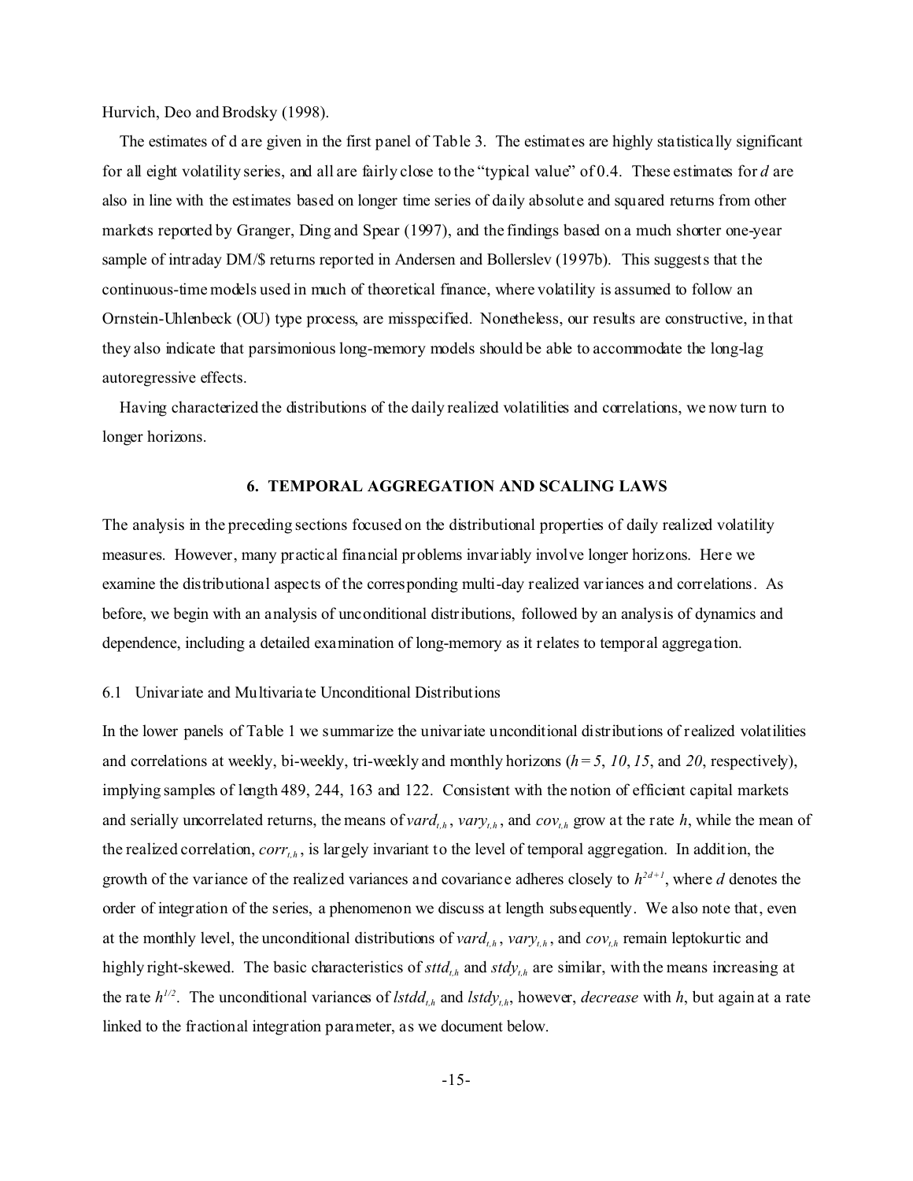Hurvich, Deo and Brodsky (1998).

The estimates of d are given in the first panel of Table 3. The estimates are highly statistically significant for all eight volatility series, and all are fairly close to the "typical value" of 0.4. These estimates for $d$ are also in line with the estimates based on longer time series of daily absolute and squared returns from other markets reported by Granger, Ding and Spear (1997), and the findings based on a much shorter one-year sample of intraday DM/$ returns reported in Andersen and Bollerslev (1997b). This suggests that the continuous-time models used in much of theoretical finance, where volatility is assumed to follow an Ornstein-Uhlenbeck (OU) type process, are misspecified. Nonetheless, our results are constructive, in that they also indicate that parsimonious long-memory models should be able to accommodate the long-lag autoregressive effects.

Having characterized the distributions of the daily realized volatilities and correlations, we now turn to longer horizons.

## 6. TEMPORAL AGGREGATION AND SCALING LAWS

The analysis in the preceding sections focused on the distributional properties of daily realized volatility measures. However, many practical financial problems invariably involve longer horizons. Here we examine the distributional aspects of the corresponding multi-day realized variances and correlations. As before, we begin with an analysis of unconditional distributions, followed by an analysis of dynamics and dependence, including a detailed examination of long-memory as it relates to temporal aggregation.

### 6.1 Univariate and Multivariate Unconditional Distributions

In the lower panels of Table 1 we summarize the univariate unconditional distributions of realized volatilities and correlations at weekly, bi-weekly, tri-weekly and monthly horizons ($h = 5$, $10$, $15$, and $20$, respectively), implying samples of length 489, 244, 163 and 122. Consistent with the notion of efficient capital markets and serially uncorrelated returns, the means of $vard_{t,h}$, $vary_{t,h}$, and $cov_{t,h}$ grow at the rate $h$, while the mean of the realized correlation, $corr_{t,h}$, is largely invariant to the level of temporal aggregation. In addition, the growth of the variance of the realized variances and covariance adheres closely to $h^{2d+1}$, where $d$ denotes the order of integration of the series, a phenomenon we discuss at length subsequently. We also note that, even at the monthly level, the unconditional distributions of $vard_{t,h}$, $vary_{t,h}$, and $cov_{t,h}$ remain leptokurtic and highly right-skewed. The basic characteristics of $sttd_{t,h}$ and $stdy_{t,h}$ are similar, with the means increasing at the rate $h^{1/2}$. The unconditional variances of $lstdd_{t,h}$ and $lstdy_{t,h}$, however, *decrease* with $h$, but again at a rate linked to the fractional integration parameter, as we document below.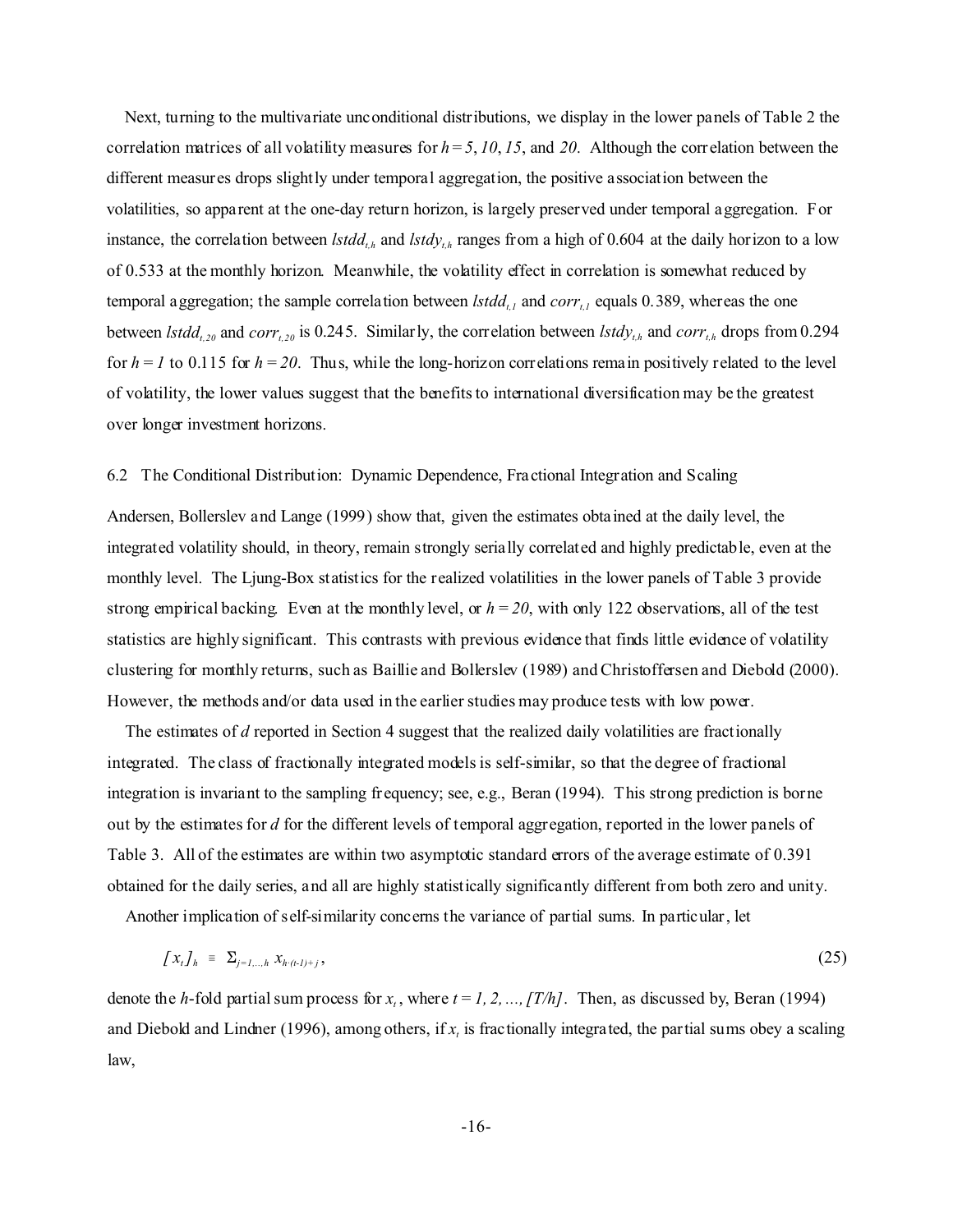Next, turning to the multivariate unconditional distributions, we display in the lower panels of Table 2 the correlation matrices of all volatility measures for $h = 5$, $10$, $15$, and $20$. Although the correlation between the different measures drops slightly under temporal aggregation, the positive association between the volatilities, so apparent at the one-day return horizon, is largely preserved under temporal aggregation. For instance, the correlation between $lstdd_{t,h}$ and $lstdy_{t,h}$ ranges from a high of 0.604 at the daily horizon to a low of 0.533 at the monthly horizon. Meanwhile, the volatility effect in correlation is somewhat reduced by temporal aggregation; the sample correlation between $lstdd_{t,1}$ and $corr_{t,1}$ equals 0.389, whereas the one between $lstdd_{t,20}$ and $corr_{t,20}$ is 0.245. Similarly, the correlation between $lstdy_{t,h}$ and $corr_{t,h}$ drops from 0.294 for $h = 1$ to 0.115 for $h = 20$. Thus, while the long-horizon correlations remain positively related to the level of volatility, the lower values suggest that the benefits to international diversification may be the greatest over longer investment horizons.

### 6.2 The Conditional Distribution: Dynamic Dependence, Fractional Integration and Scaling

Andersen, Bollerslev and Lange (1999) show that, given the estimates obtained at the daily level, the integrated volatility should, in theory, remain strongly serially correlated and highly predictable, even at the monthly level. The Ljung-Box statistics for the realized volatilities in the lower panels of Table 3 provide strong empirical backing. Even at the monthly level, or $h = 20$, with only 122 observations, all of the test statistics are highly significant. This contrasts with previous evidence that finds little evidence of volatility clustering for monthly returns, such as Baillie and Bollerslev (1989) and Christoffersen and Diebold (2000). However, the methods and/or data used in the earlier studies may produce tests with low power.

The estimates of $d$ reported in Section 4 suggest that the realized daily volatilities are fractionally integrated. The class of fractionally integrated models is self-similar, so that the degree of fractional integration is invariant to the sampling frequency; see, e.g., Beran (1994). This strong prediction is borne out by the estimates for $d$ for the different levels of temporal aggregation, reported in the lower panels of Table 3. All of the estimates are within two asymptotic standard errors of the average estimate of 0.391 obtained for the daily series, and all are highly statistically significantly different from both zero and unity.

Another implication of self-similarity concerns the variance of partial sums. In particular, let

$$[x_t]_h \equiv \Sigma_{j=1,\dots,h}\, x_{h\cdot(t-1)+j}\,, \tag{25}$$

denote the $h$-fold partial sum process for $x_t$, where $t = 1, 2, \dots, [T/h]$. Then, as discussed by, Beran (1994) and Diebold and Lindner (1996), among others, if $x_t$ is fractionally integrated, the partial sums obey a scaling law,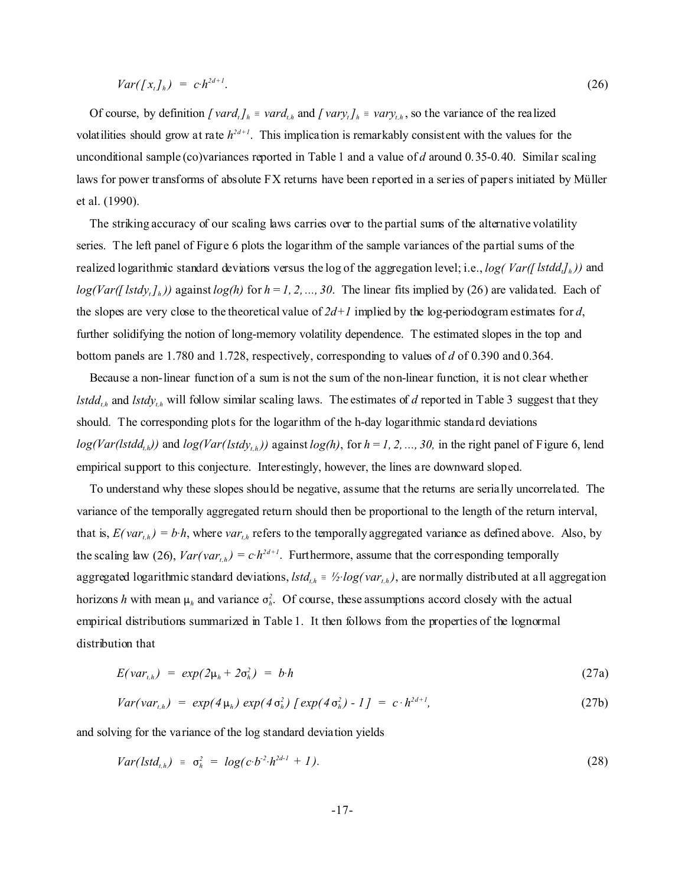$$Var([x_t]_h) \;=\; c{\cdot}h^{2d+1}. \tag{26}$$

Of course, by definition $[\,vard_t]_h \equiv vard_{t,h}$ and $[\,vary_t]_h \equiv vary_{t,h}$, so the variance of the realized volatilities should grow at rate $h^{2d+1}$. This implication is remarkably consistent with the values for the unconditional sample (co)variances reported in Table 1 and a value of $d$ around 0.35-0.40. Similar scaling laws for power transforms of absolute FX returns have been reported in a series of papers initiated by Müller et al. (1990).

The striking accuracy of our scaling laws carries over to the partial sums of the alternative volatility series. The left panel of Figure 6 plots the logarithm of the sample variances of the partial sums of the realized logarithmic standard deviations versus the log of the aggregation level; i.e., $log(\,Var([\,lstdd_t]_h))$ and $log(Var([\,lstdy_t]_h))$ against $log(h)$ for $h = 1, 2, ..., 30$. The linear fits implied by (26) are validated. Each of the slopes are very close to the theoretical value of $2d+1$ implied by the log-periodogram estimates for $d$, further solidifying the notion of long-memory volatility dependence. The estimated slopes in the top and bottom panels are 1.780 and 1.728, respectively, corresponding to values of $d$ of 0.390 and 0.364.

Because a non-linear function of a sum is not the sum of the non-linear function, it is not clear whether $lstdd_{t,h}$ and $lstdy_{t,h}$ will follow similar scaling laws. The estimates of $d$ reported in Table 3 suggest that they should. The corresponding plots for the logarithm of the h-day logarithmic standard deviations $log(Var(lstdd_{t,h}))$ and $log(Var(lstdy_{t,h}))$ against $log(h)$, for $h = 1, 2, ..., 30,$ in the right panel of Figure 6, lend empirical support to this conjecture. Interestingly, however, the lines are downward sloped.

To understand why these slopes should be negative, assume that the returns are serially uncorrelated. The variance of the temporally aggregated return should then be proportional to the length of the return interval, that is, $E(var_{t,h}) = b{\cdot}h$, where $var_{t,h}$ refers to the temporally aggregated variance as defined above. Also, by the scaling law (26), $Var(var_{t,h}) = c{\cdot}h^{2d+1}$. Furthermore, assume that the corresponding temporally aggregated logarithmic standard deviations, $lstd_{t,h} \equiv \frac{1}{2}{\cdot}log(var_{t,h})$, are normally distributed at all aggregation horizons $h$ with mean $\mu_h$ and variance $\sigma_h^2$. Of course, these assumptions accord closely with the actual empirical distributions summarized in Table 1. It then follows from the properties of the lognormal distribution that

$$E(var_{t,h}) \;=\; exp(2\mu_h + 2\sigma_h^2) \;=\; b{\cdot}h \tag{27a}$$

$$Var(var_{t,h}) \;=\; exp(4\mu_h)\; exp(4\sigma_h^2)\; [\,exp(4\sigma_h^2) - 1\,] \;=\; c \cdot h^{2d+1}, \tag{27b}$$

and solving for the variance of the log standard deviation yields

$$Var(lstd_{t,h}) \;\equiv\; \sigma_h^2 \;=\; log(c{\cdot}b^{-2}{\cdot}h^{2d-1} + 1). \tag{28}$$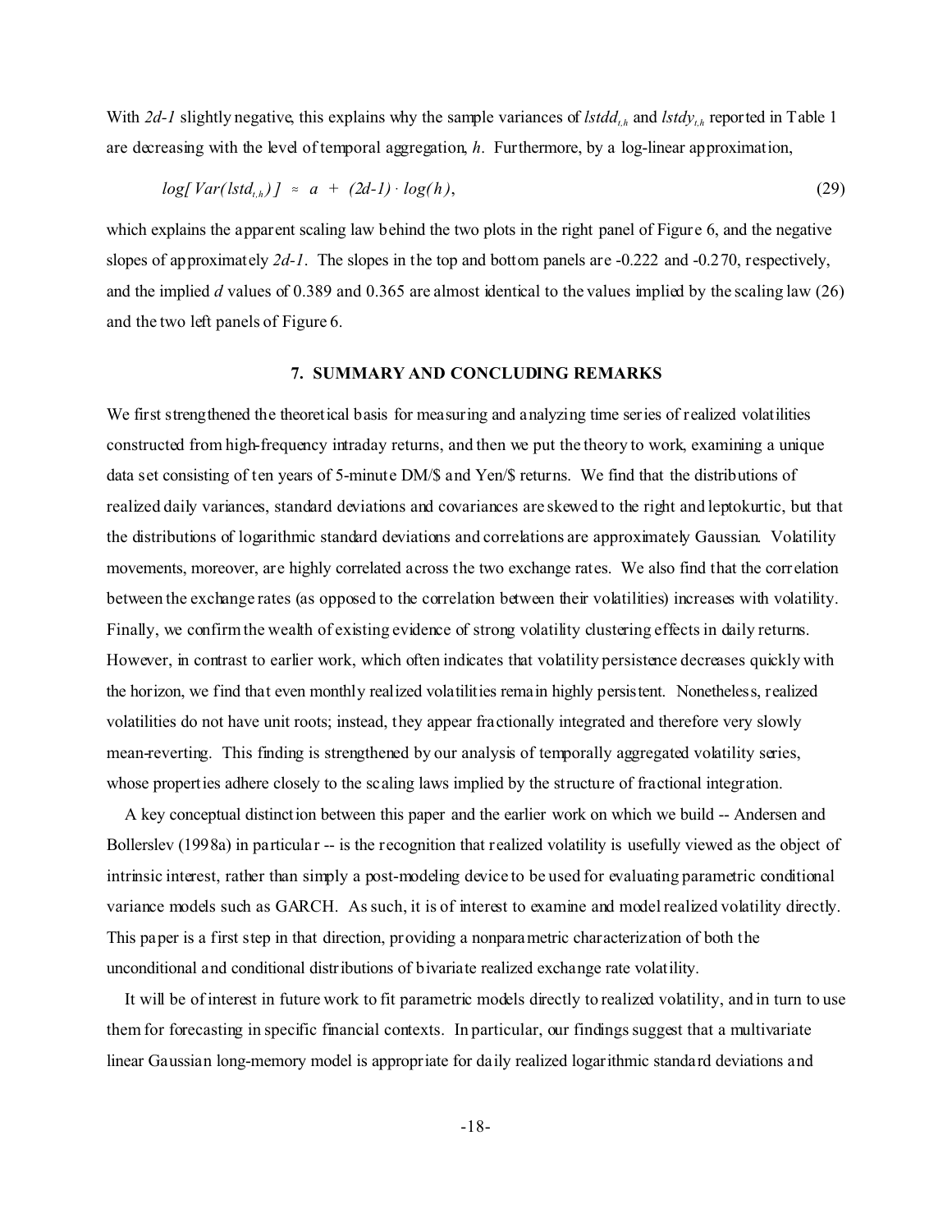With $2d-1$ slightly negative, this explains why the sample variances of $lstdd_{t,h}$ and $lstdy_{t,h}$ reported in Table 1 are decreasing with the level of temporal aggregation, $h$. Furthermore, by a log-linear approximation,

$$log[\,Var(lstd_{t,h})\,] \;\approx\; a \;+\; (2d\text{-}1) \cdot log(h), \tag{29}$$

which explains the apparent scaling law behind the two plots in the right panel of Figure 6, and the negative slopes of approximately $2d-1$. The slopes in the top and bottom panels are -0.222 and -0.270, respectively, and the implied $d$ values of 0.389 and 0.365 are almost identical to the values implied by the scaling law (26) and the two left panels of Figure 6.

## 7. SUMMARY AND CONCLUDING REMARKS

We first strengthened the theoretical basis for measuring and analyzing time series of realized volatilities constructed from high-frequency intraday returns, and then we put the theory to work, examining a unique data set consisting of ten years of 5-minute DM/$ and Yen/$ returns. We find that the distributions of realized daily variances, standard deviations and covariances are skewed to the right and leptokurtic, but that the distributions of logarithmic standard deviations and correlations are approximately Gaussian. Volatility movements, moreover, are highly correlated across the two exchange rates. We also find that the correlation between the exchange rates (as opposed to the correlation between their volatilities) increases with volatility. Finally, we confirm the wealth of existing evidence of strong volatility clustering effects in daily returns. However, in contrast to earlier work, which often indicates that volatility persistence decreases quickly with the horizon, we find that even monthly realized volatilities remain highly persistent. Nonetheless, realized volatilities do not have unit roots; instead, they appear fractionally integrated and therefore very slowly mean-reverting. This finding is strengthened by our analysis of temporally aggregated volatility series, whose properties adhere closely to the scaling laws implied by the structure of fractional integration.

A key conceptual distinction between this paper and the earlier work on which we build -- Andersen and Bollerslev (1998a) in particular -- is the recognition that realized volatility is usefully viewed as the object of intrinsic interest, rather than simply a post-modeling device to be used for evaluating parametric conditional variance models such as GARCH. As such, it is of interest to examine and model realized volatility directly. This paper is a first step in that direction, providing a nonparametric characterization of both the unconditional and conditional distributions of bivariate realized exchange rate volatility.

It will be of interest in future work to fit parametric models directly to realized volatility, and in turn to use them for forecasting in specific financial contexts. In particular, our findings suggest that a multivariate linear Gaussian long-memory model is appropriate for daily realized logarithmic standard deviations and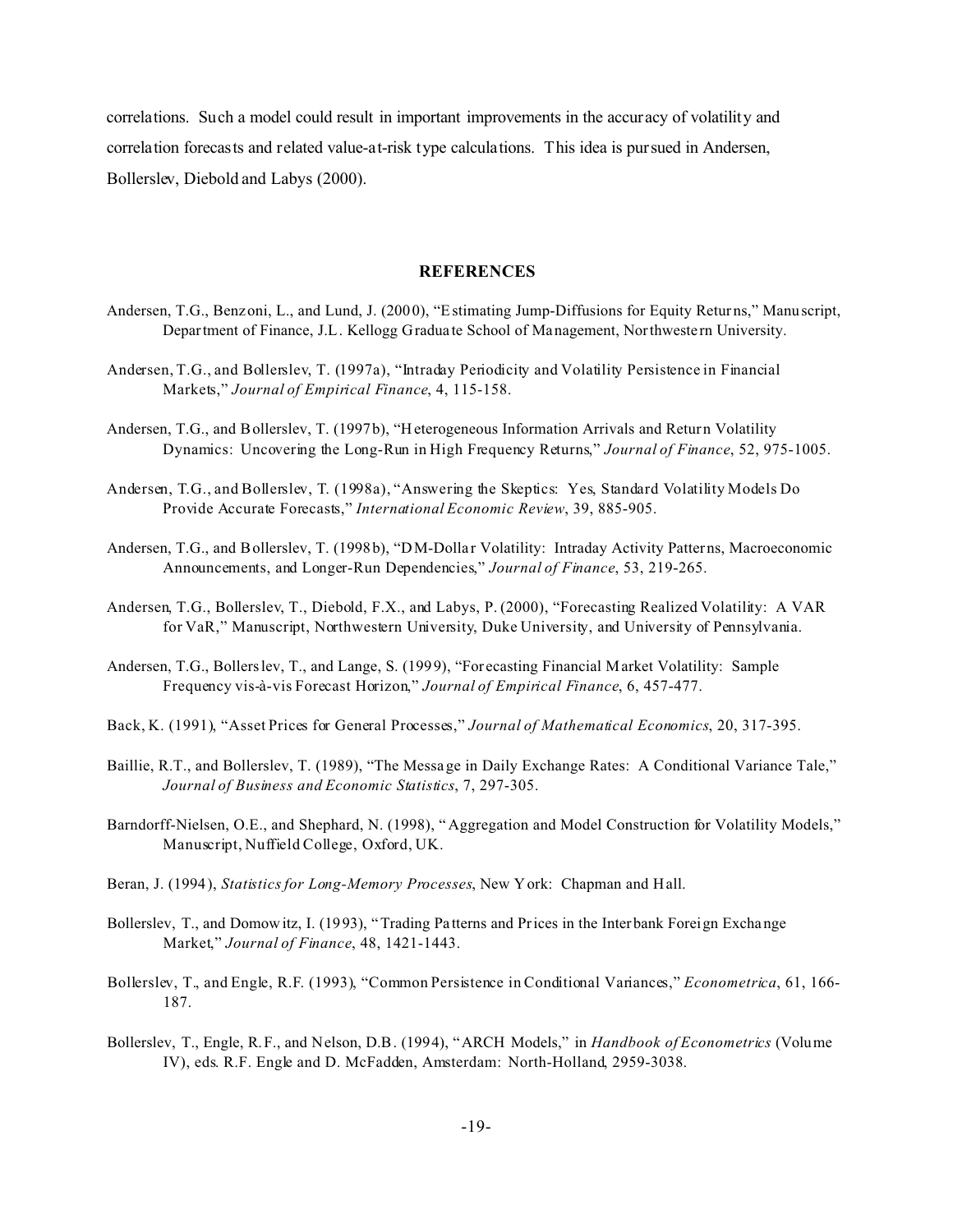correlations. Such a model could result in important improvements in the accuracy of volatility and correlation forecasts and related value-at-risk type calculations. This idea is pursued in Andersen, Bollerslev, Diebold and Labys (2000).

## REFERENCES

Andersen, T.G., Benzoni, L., and Lund, J. (2000), "Estimating Jump-Diffusions for Equity Returns," Manuscript, Department of Finance, J.L. Kellogg Graduate School of Management, Northwestern University.

Andersen, T.G., and Bollerslev, T. (1997a), "Intraday Periodicity and Volatility Persistence in Financial Markets," *Journal of Empirical Finance*, 4, 115-158.

Andersen, T.G., and Bollerslev, T. (1997b), "Heterogeneous Information Arrivals and Return Volatility Dynamics: Uncovering the Long-Run in High Frequency Returns," *Journal of Finance*, 52, 975-1005.

Andersen, T.G., and Bollerslev, T. (1998a), "Answering the Skeptics: Yes, Standard Volatility Models Do Provide Accurate Forecasts," *International Economic Review*, 39, 885-905.

Andersen, T.G., and Bollerslev, T. (1998b), "DM-Dollar Volatility: Intraday Activity Patterns, Macroeconomic Announcements, and Longer-Run Dependencies," *Journal of Finance*, 53, 219-265.

Andersen, T.G., Bollerslev, T., Diebold, F.X., and Labys, P. (2000), "Forecasting Realized Volatility: A VAR for VaR," Manuscript, Northwestern University, Duke University, and University of Pennsylvania.

Andersen, T.G., Bollerslev, T., and Lange, S. (1999), "Forecasting Financial Market Volatility: Sample Frequency vis-à-vis Forecast Horizon," *Journal of Empirical Finance*, 6, 457-477.

Back, K. (1991), "Asset Prices for General Processes," *Journal of Mathematical Economics*, 20, 317-395.

Baillie, R.T., and Bollerslev, T. (1989), "The Message in Daily Exchange Rates: A Conditional Variance Tale," *Journal of Business and Economic Statistics*, 7, 297-305.

Barndorff-Nielsen, O.E., and Shephard, N. (1998), "Aggregation and Model Construction for Volatility Models," Manuscript, Nuffield College, Oxford, UK.

Beran, J. (1994), *Statistics for Long-Memory Processes*, New York: Chapman and Hall.

Bollerslev, T., and Domowitz, I. (1993), "Trading Patterns and Prices in the Interbank Foreign Exchange Market," *Journal of Finance*, 48, 1421-1443.

Bollerslev, T., and Engle, R.F. (1993), "Common Persistence in Conditional Variances," *Econometrica*, 61, 166-187.

Bollerslev, T., Engle, R.F., and Nelson, D.B. (1994), "ARCH Models," in *Handbook of Econometrics* (Volume IV), eds. R.F. Engle and D. McFadden, Amsterdam: North-Holland, 2959-3038.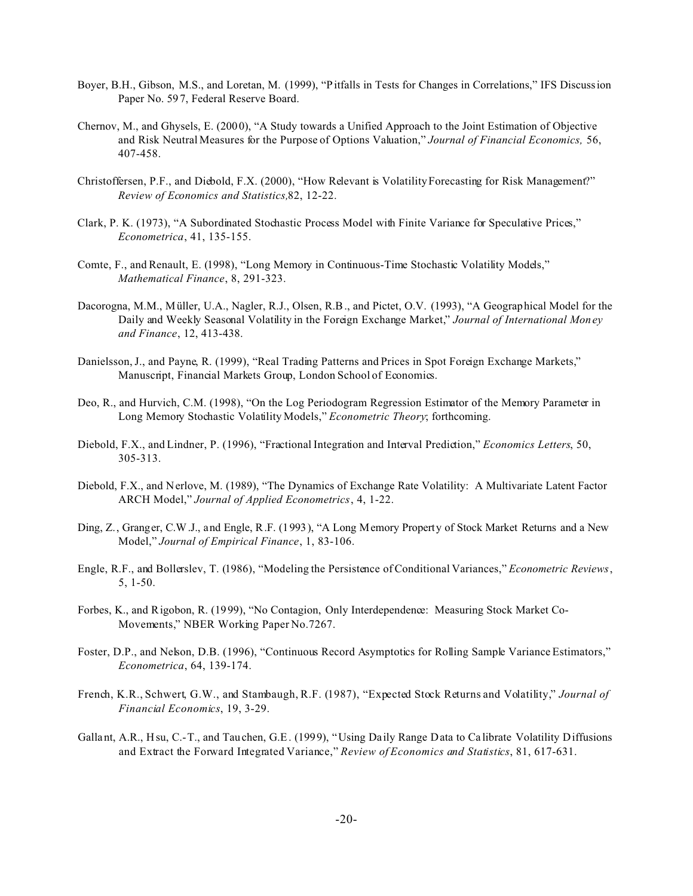Boyer, B.H., Gibson, M.S., and Loretan, M. (1999), "Pitfalls in Tests for Changes in Correlations," IFS Discussion Paper No. 597, Federal Reserve Board.

Chernov, M., and Ghysels, E. (2000), "A Study towards a Unified Approach to the Joint Estimation of Objective and Risk Neutral Measures for the Purpose of Options Valuation," *Journal of Financial Economics,* 56, 407-458.

Christoffersen, P.F., and Diebold, F.X. (2000), "How Relevant is Volatility Forecasting for Risk Management?" *Review of Economics and Statistics,*82, 12-22.

Clark, P. K. (1973), "A Subordinated Stochastic Process Model with Finite Variance for Speculative Prices," *Econometrica*, 41, 135-155.

Comte, F., and Renault, E. (1998), "Long Memory in Continuous-Time Stochastic Volatility Models," *Mathematical Finance*, 8, 291-323.

Dacorogna, M.M., Müller, U.A., Nagler, R.J., Olsen, R.B., and Pictet, O.V. (1993), "A Geographical Model for the Daily and Weekly Seasonal Volatility in the Foreign Exchange Market," *Journal of International Money and Finance*, 12, 413-438.

Danielsson, J., and Payne, R. (1999), "Real Trading Patterns and Prices in Spot Foreign Exchange Markets," Manuscript, Financial Markets Group, London School of Economics.

Deo, R., and Hurvich, C.M. (1998), "On the Log Periodogram Regression Estimator of the Memory Parameter in Long Memory Stochastic Volatility Models," *Econometric Theory*; forthcoming.

Diebold, F.X., and Lindner, P. (1996), "Fractional Integration and Interval Prediction," *Economics Letters*, 50, 305-313.

Diebold, F.X., and Nerlove, M. (1989), "The Dynamics of Exchange Rate Volatility: A Multivariate Latent Factor ARCH Model," *Journal of Applied Econometrics*, 4, 1-22.

Ding, Z., Granger, C.W.J., and Engle, R.F. (1993), "A Long Memory Property of Stock Market Returns and a New Model," *Journal of Empirical Finance*, 1, 83-106.

Engle, R.F., and Bollerslev, T. (1986), "Modeling the Persistence of Conditional Variances," *Econometric Reviews*, 5, 1-50.

Forbes, K., and Rigobon, R. (1999), "No Contagion, Only Interdependence: Measuring Stock Market Co-Movements," NBER Working Paper No.7267.

Foster, D.P., and Nelson, D.B. (1996), "Continuous Record Asymptotics for Rolling Sample Variance Estimators," *Econometrica*, 64, 139-174.

French, K.R., Schwert, G.W., and Stambaugh, R.F. (1987), "Expected Stock Returns and Volatility," *Journal of Financial Economics*, 19, 3-29.

Gallant, A.R., Hsu, C.-T., and Tauchen, G.E. (1999), "Using Daily Range Data to Calibrate Volatility Diffusions and Extract the Forward Integrated Variance," *Review of Economics and Statistics*, 81, 617-631.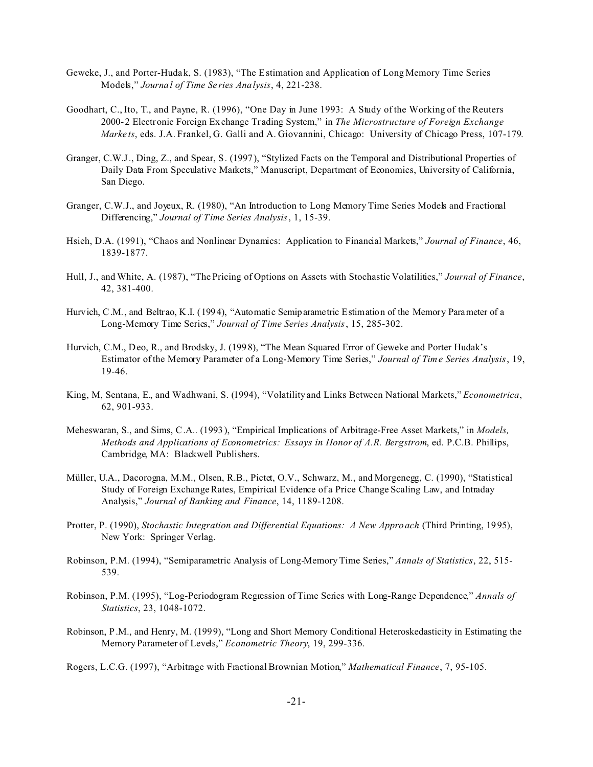Geweke, J., and Porter-Hudak, S. (1983), "The Estimation and Application of Long Memory Time Series Models," *Journal of Time Series Analysis*, 4, 221-238.

Goodhart, C., Ito, T., and Payne, R. (1996), "One Day in June 1993: A Study of the Working of the Reuters 2000-2 Electronic Foreign Exchange Trading System," in *The Microstructure of Foreign Exchange Markets*, eds. J.A. Frankel, G. Galli and A. Giovannini, Chicago: University of Chicago Press, 107-179.

Granger, C.W.J., Ding, Z., and Spear, S. (1997), "Stylized Facts on the Temporal and Distributional Properties of Daily Data From Speculative Markets," Manuscript, Department of Economics, University of California, San Diego.

Granger, C.W.J., and Joyeux, R. (1980), "An Introduction to Long Memory Time Series Models and Fractional Differencing," *Journal of Time Series Analysis*, 1, 15-39.

Hsieh, D.A. (1991), "Chaos and Nonlinear Dynamics: Application to Financial Markets," *Journal of Finance*, 46, 1839-1877.

Hull, J., and White, A. (1987), "The Pricing of Options on Assets with Stochastic Volatilities," *Journal of Finance*, 42, 381-400.

Hurvich, C.M., and Beltrao, K.I. (1994), "Automatic Semiparametric Estimation of the Memory Parameter of a Long-Memory Time Series," *Journal of Time Series Analysis*, 15, 285-302.

Hurvich, C.M., Deo, R., and Brodsky, J. (1998), "The Mean Squared Error of Geweke and Porter Hudak's Estimator of the Memory Parameter of a Long-Memory Time Series," *Journal of Time Series Analysis*, 19, 19-46.

King, M, Sentana, E., and Wadhwani, S. (1994), "Volatility and Links Between National Markets," *Econometrica*, 62, 901-933.

Meheswaran, S., and Sims, C.A.. (1993), "Empirical Implications of Arbitrage-Free Asset Markets," in *Models, Methods and Applications of Econometrics: Essays in Honor of A.R. Bergstrom*, ed. P.C.B. Phillips, Cambridge, MA: Blackwell Publishers.

Müller, U.A., Dacorogna, M.M., Olsen, R.B., Pictet, O.V., Schwarz, M., and Morgenegg, C. (1990), "Statistical Study of Foreign Exchange Rates, Empirical Evidence of a Price Change Scaling Law, and Intraday Analysis," *Journal of Banking and Finance*, 14, 1189-1208.

Protter, P. (1990), *Stochastic Integration and Differential Equations: A New Approach* (Third Printing, 1995), New York: Springer Verlag.

Robinson, P.M. (1994), "Semiparametric Analysis of Long-Memory Time Series," *Annals of Statistics*, 22, 515-539.

Robinson, P.M. (1995), "Log-Periodogram Regression of Time Series with Long-Range Dependence," *Annals of Statistics*, 23, 1048-1072.

Robinson, P.M., and Henry, M. (1999), "Long and Short Memory Conditional Heteroskedasticity in Estimating the Memory Parameter of Levels," *Econometric Theory*, 19, 299-336.

Rogers, L.C.G. (1997), "Arbitrage with Fractional Brownian Motion," *Mathematical Finance*, 7, 95-105.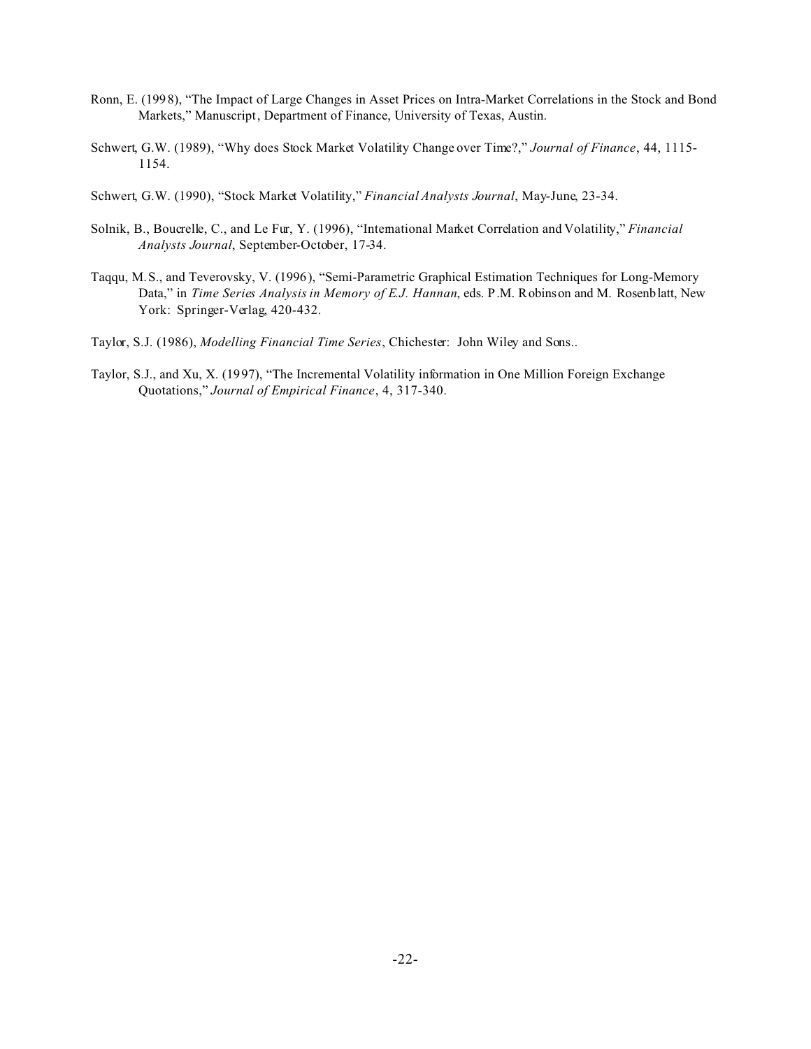Ronn, E. (1998), "The Impact of Large Changes in Asset Prices on Intra-Market Correlations in the Stock and Bond Markets," Manuscript, Department of Finance, University of Texas, Austin.

Schwert, G.W. (1989), "Why does Stock Market Volatility Change over Time?," *Journal of Finance*, 44, 1115-1154.

Schwert, G.W. (1990), "Stock Market Volatility," *Financial Analysts Journal*, May-June, 23-34.

Solnik, B., Boucrelle, C., and Le Fur, Y. (1996), "International Market Correlation and Volatility," *Financial Analysts Journal*, September-October, 17-34.

Taqqu, M.S., and Teverovsky, V. (1996), "Semi-Parametric Graphical Estimation Techniques for Long-Memory Data," in *Time Series Analysis in Memory of E.J. Hannan*, eds. P.M. Robinson and M. Rosenblatt, New York: Springer-Verlag, 420-432.

Taylor, S.J. (1986), *Modelling Financial Time Series*, Chichester: John Wiley and Sons..

Taylor, S.J., and Xu, X. (1997), "The Incremental Volatility information in One Million Foreign Exchange Quotations," *Journal of Empirical Finance*, 4, 317-340.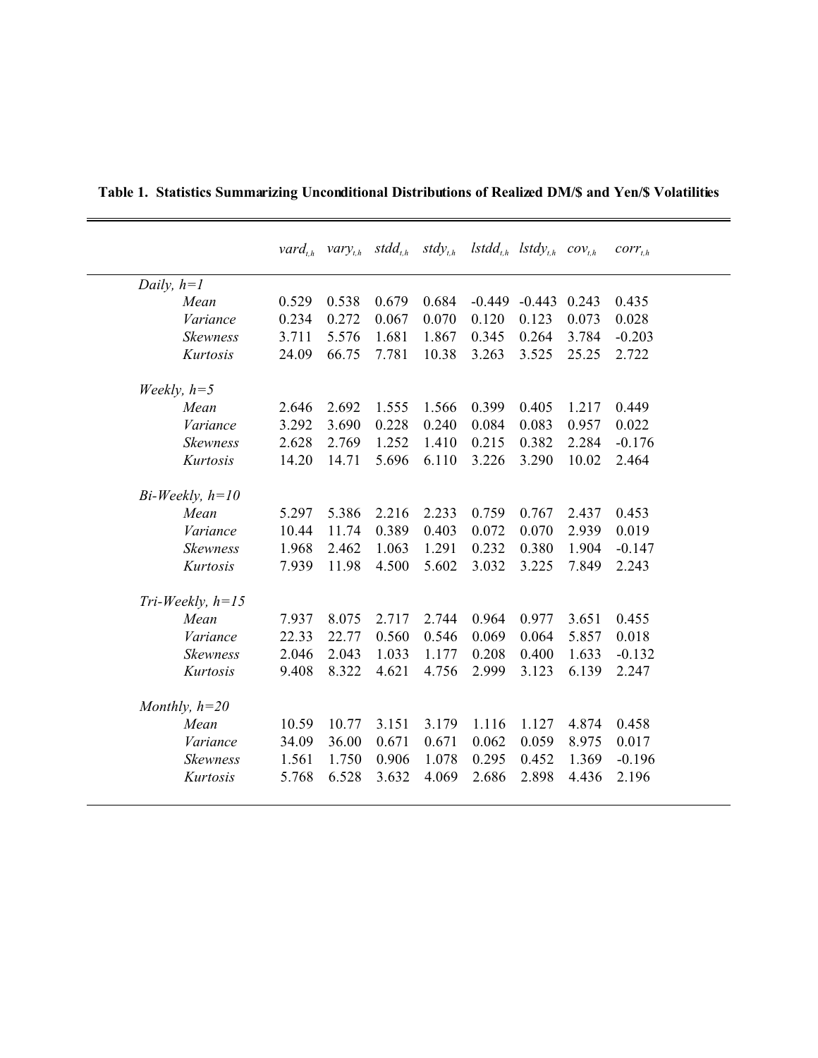**Table 1. Statistics Summarizing Unconditional Distributions of Realized DM/$ and Yen/$ Volatilities**

| | $vard_{t,h}$ | $vary_{t,h}$ | $stdd_{t,h}$ | $stdy_{t,h}$ | $lstdd_{t,h}$ | $lstdy_{t,h}$ | $cov_{t,h}$ | $corr_{t,h}$ |
|---|---|---|---|---|---|---|---|---|
| *Daily, h=1* | | | | | | | | |
| *Mean* | 0.529 | 0.538 | 0.679 | 0.684 | -0.449 | -0.443 | 0.243 | 0.435 |
| *Variance* | 0.234 | 0.272 | 0.067 | 0.070 | 0.120 | 0.123 | 0.073 | 0.028 |
| *Skewness* | 3.711 | 5.576 | 1.681 | 1.867 | 0.345 | 0.264 | 3.784 | -0.203 |
| *Kurtosis* | 24.09 | 66.75 | 7.781 | 10.38 | 3.263 | 3.525 | 25.25 | 2.722 |
| *Weekly, h=5* | | | | | | | | |
| *Mean* | 2.646 | 2.692 | 1.555 | 1.566 | 0.399 | 0.405 | 1.217 | 0.449 |
| *Variance* | 3.292 | 3.690 | 0.228 | 0.240 | 0.084 | 0.083 | 0.957 | 0.022 |
| *Skewness* | 2.628 | 2.769 | 1.252 | 1.410 | 0.215 | 0.382 | 2.284 | -0.176 |
| *Kurtosis* | 14.20 | 14.71 | 5.696 | 6.110 | 3.226 | 3.290 | 10.02 | 2.464 |
| *Bi-Weekly, h=10* | | | | | | | | |
| *Mean* | 5.297 | 5.386 | 2.216 | 2.233 | 0.759 | 0.767 | 2.437 | 0.453 |
| *Variance* | 10.44 | 11.74 | 0.389 | 0.403 | 0.072 | 0.070 | 2.939 | 0.019 |
| *Skewness* | 1.968 | 2.462 | 1.063 | 1.291 | 0.232 | 0.380 | 1.904 | -0.147 |
| *Kurtosis* | 7.939 | 11.98 | 4.500 | 5.602 | 3.032 | 3.225 | 7.849 | 2.243 |
| *Tri-Weekly, h=15* | | | | | | | | |
| *Mean* | 7.937 | 8.075 | 2.717 | 2.744 | 0.964 | 0.977 | 3.651 | 0.455 |
| *Variance* | 22.33 | 22.77 | 0.560 | 0.546 | 0.069 | 0.064 | 5.857 | 0.018 |
| *Skewness* | 2.046 | 2.043 | 1.033 | 1.177 | 0.208 | 0.400 | 1.633 | -0.132 |
| *Kurtosis* | 9.408 | 8.322 | 4.621 | 4.756 | 2.999 | 3.123 | 6.139 | 2.247 |
| *Monthly, h=20* | | | | | | | | |
| *Mean* | 10.59 | 10.77 | 3.151 | 3.179 | 1.116 | 1.127 | 4.874 | 0.458 |
| *Variance* | 34.09 | 36.00 | 0.671 | 0.671 | 0.062 | 0.059 | 8.975 | 0.017 |
| *Skewness* | 1.561 | 1.750 | 0.906 | 1.078 | 0.295 | 0.452 | 1.369 | -0.196 |
| *Kurtosis* | 5.768 | 6.528 | 3.632 | 4.069 | 2.686 | 2.898 | 4.436 | 2.196 |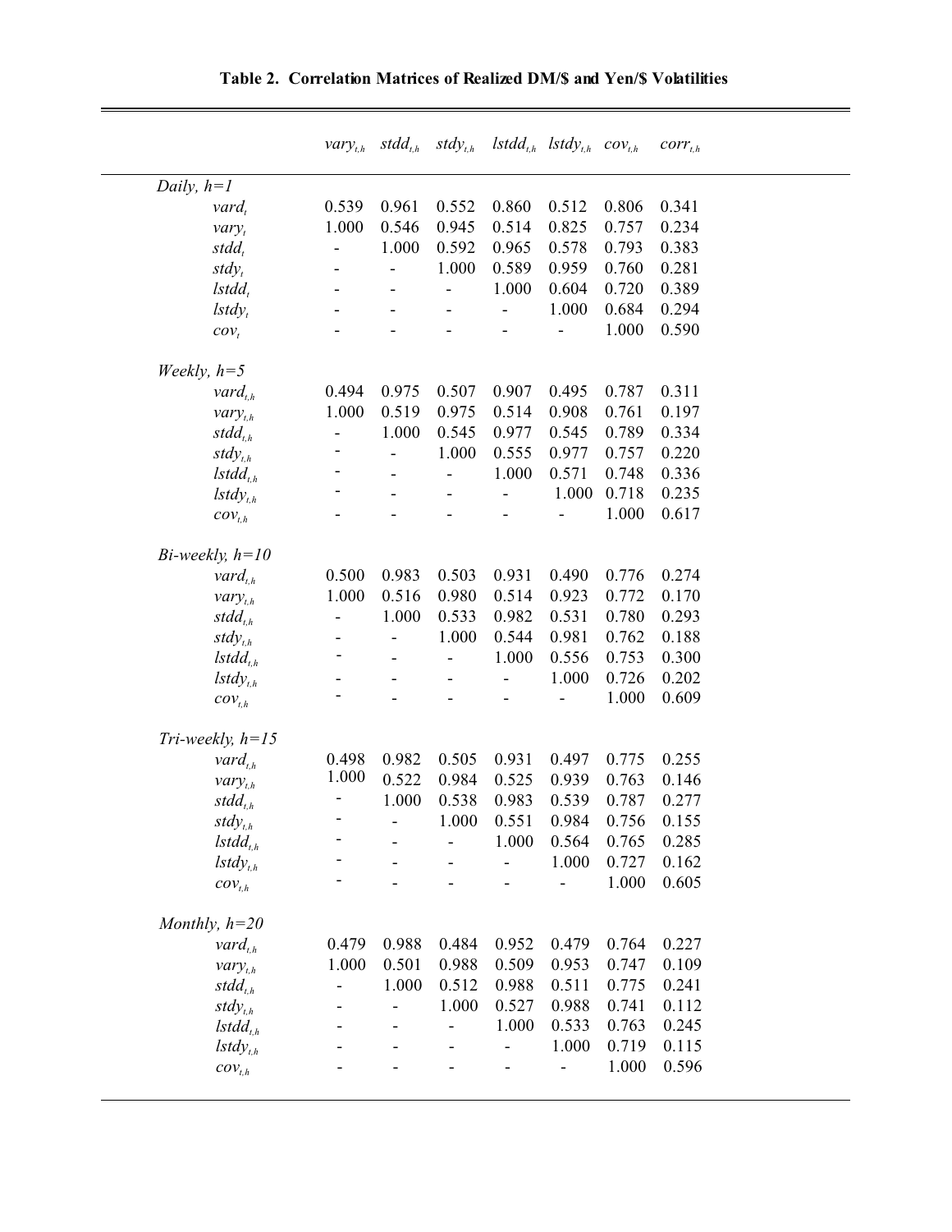**Table 2. Correlation Matrices of Realized DM/$ and Yen/$ Volatilities**

| | $vary_{t,h}$ | $stdd_{t,h}$ | $stdy_{t,h}$ | $lstdd_{t,h}$ | $lstdy_{t,h}$ | $cov_{t,h}$ | $corr_{t,h}$ |
|---|---|---|---|---|---|---|---|
| *Daily, h=1* | | | | | | | |
| $vard_t$ | 0.539 | 0.961 | 0.552 | 0.860 | 0.512 | 0.806 | 0.341 |
| $vary_t$ | 1.000 | 0.546 | 0.945 | 0.514 | 0.825 | 0.757 | 0.234 |
| $stdd_t$ | - | 1.000 | 0.592 | 0.965 | 0.578 | 0.793 | 0.383 |
| $stdy_t$ | - | - | 1.000 | 0.589 | 0.959 | 0.760 | 0.281 |
| $lstdd_t$ | - | - | - | 1.000 | 0.604 | 0.720 | 0.389 |
| $lstdy_t$ | - | - | - | - | 1.000 | 0.684 | 0.294 |
| $cov_t$ | - | - | - | - | - | 1.000 | 0.590 |
| *Weekly, h=5* | | | | | | | |
| $vard_{t,h}$ | 0.494 | 0.975 | 0.507 | 0.907 | 0.495 | 0.787 | 0.311 |
| $vary_{t,h}$ | 1.000 | 0.519 | 0.975 | 0.514 | 0.908 | 0.761 | 0.197 |
| $stdd_{t,h}$ | - | 1.000 | 0.545 | 0.977 | 0.545 | 0.789 | 0.334 |
| $stdy_{t,h}$ | - | - | 1.000 | 0.555 | 0.977 | 0.757 | 0.220 |
| $lstdd_{t,h}$ | - | - | - | 1.000 | 0.571 | 0.748 | 0.336 |
| $lstdy_{t,h}$ | - | - | - | - | 1.000 | 0.718 | 0.235 |
| $cov_{t,h}$ | - | - | - | - | - | 1.000 | 0.617 |
| *Bi-weekly, h=10* | | | | | | | |
| $vard_{t,h}$ | 0.500 | 0.983 | 0.503 | 0.931 | 0.490 | 0.776 | 0.274 |
| $vary_{t,h}$ | 1.000 | 0.516 | 0.980 | 0.514 | 0.923 | 0.772 | 0.170 |
| $stdd_{t,h}$ | - | 1.000 | 0.533 | 0.982 | 0.531 | 0.780 | 0.293 |
| $stdy_{t,h}$ | - | - | 1.000 | 0.544 | 0.981 | 0.762 | 0.188 |
| $lstdd_{t,h}$ | - | - | - | 1.000 | 0.556 | 0.753 | 0.300 |
| $lstdy_{t,h}$ | - | - | - | - | 1.000 | 0.726 | 0.202 |
| $cov_{t,h}$ | - | - | - | - | - | 1.000 | 0.609 |
| *Tri-weekly, h=15* | | | | | | | |
| $vard_{t,h}$ | 0.498 | 0.982 | 0.505 | 0.931 | 0.497 | 0.775 | 0.255 |
| $vary_{t,h}$ | 1.000 | 0.522 | 0.984 | 0.525 | 0.939 | 0.763 | 0.146 |
| $stdd_{t,h}$ | - | 1.000 | 0.538 | 0.983 | 0.539 | 0.787 | 0.277 |
| $stdy_{t,h}$ | - | - | 1.000 | 0.551 | 0.984 | 0.756 | 0.155 |
| $lstdd_{t,h}$ | - | - | - | 1.000 | 0.564 | 0.765 | 0.285 |
| $lstdy_{t,h}$ | - | - | - | - | 1.000 | 0.727 | 0.162 |
| $cov_{t,h}$ | - | - | - | - | - | 1.000 | 0.605 |
| *Monthly, h=20* | | | | | | | |
| $vard_{t,h}$ | 0.479 | 0.988 | 0.484 | 0.952 | 0.479 | 0.764 | 0.227 |
| $vary_{t,h}$ | 1.000 | 0.501 | 0.988 | 0.509 | 0.953 | 0.747 | 0.109 |
| $stdd_{t,h}$ | - | 1.000 | 0.512 | 0.988 | 0.511 | 0.775 | 0.241 |
| $stdy_{t,h}$ | - | - | 1.000 | 0.527 | 0.988 | 0.741 | 0.112 |
| $lstdd_{t,h}$ | - | - | - | 1.000 | 0.533 | 0.763 | 0.245 |
| $lstdy_{t,h}$ | - | - | - | - | 1.000 | 0.719 | 0.115 |
| $cov_{t,h}$ | - | - | - | - | - | 1.000 | 0.596 |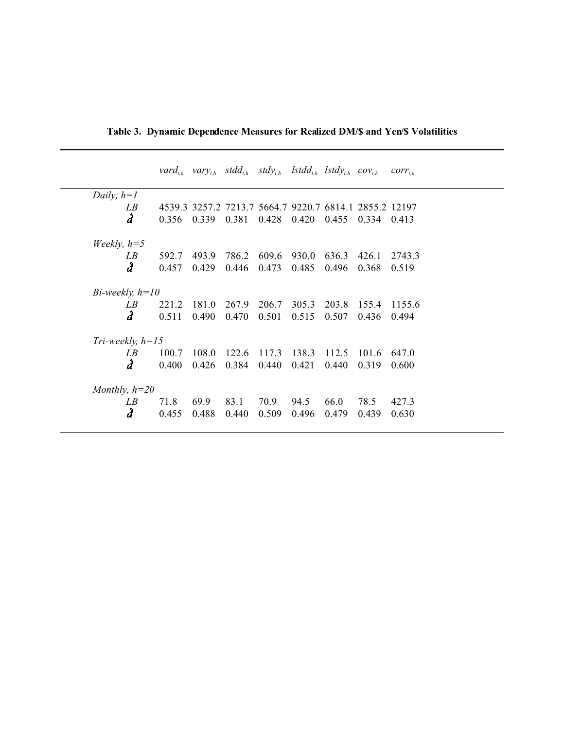**Table 3. Dynamic Dependence Measures for Realized DM/$ and Yen/$ Volatilities**

| | $vard_{t,h}$ | $vary_{t,h}$ | $stdd_{t,h}$ | $stdy_{t,h}$ | $lstdd_{t,h}$ | $lstdy_{t,h}$ | $cov_{t,h}$ | $corr_{t,h}$ |
|---|---|---|---|---|---|---|---|---|
| *Daily, h=1* | | | | | | | | |
| *LB* | 4539.3 | 3257.2 | 7213.7 | 5664.7 | 9220.7 | 6814.1 | 2855.2 | 12197 |
| $\hat{d}$ | 0.356 | 0.339 | 0.381 | 0.428 | 0.420 | 0.455 | 0.334 | 0.413 |
| *Weekly, h=5* | | | | | | | | |
| *LB* | 592.7 | 493.9 | 786.2 | 609.6 | 930.0 | 636.3 | 426.1 | 2743.3 |
| $\hat{d}$ | 0.457 | 0.429 | 0.446 | 0.473 | 0.485 | 0.496 | 0.368 | 0.519 |
| *Bi-weekly, h=10* | | | | | | | | |
| *LB* | 221.2 | 181.0 | 267.9 | 206.7 | 305.3 | 203.8 | 155.4 | 1155.6 |
| $\hat{d}$ | 0.511 | 0.490 | 0.470 | 0.501 | 0.515 | 0.507 | 0.436 | 0.494 |
| *Tri-weekly, h=15* | | | | | | | | |
| *LB* | 100.7 | 108.0 | 122.6 | 117.3 | 138.3 | 112.5 | 101.6 | 647.0 |
| $\hat{d}$ | 0.400 | 0.426 | 0.384 | 0.440 | 0.421 | 0.440 | 0.319 | 0.600 |
| *Monthly, h=20* | | | | | | | | |
| *LB* | 71.8 | 69.9 | 83.1 | 70.9 | 94.5 | 66.0 | 78.5 | 427.3 |
| $\hat{d}$ | 0.455 | 0.488 | 0.440 | 0.509 | 0.496 | 0.479 | 0.439 | 0.630 |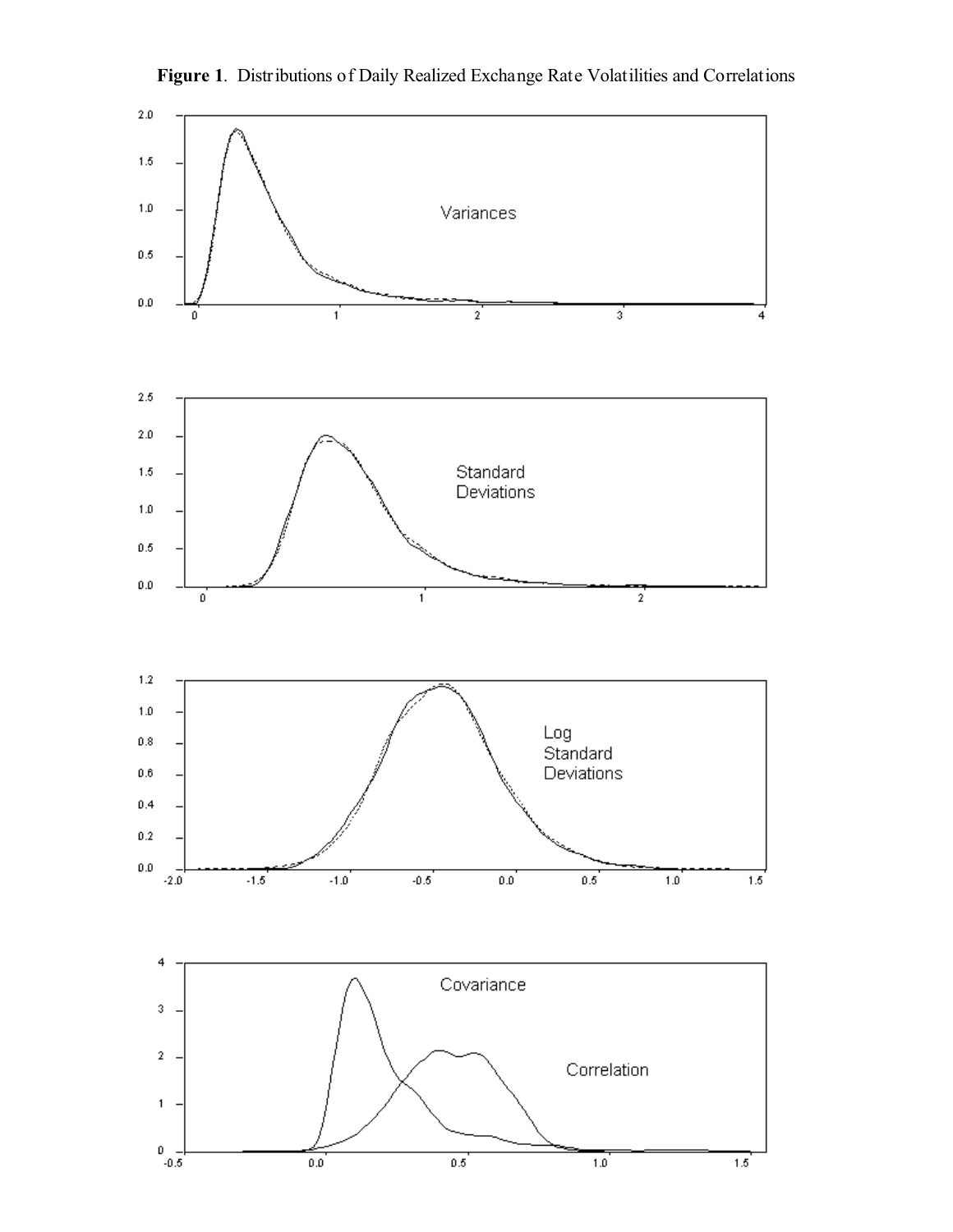**Figure 1**. Distributions of Daily Realized Exchange Rate Volatilities and Correlations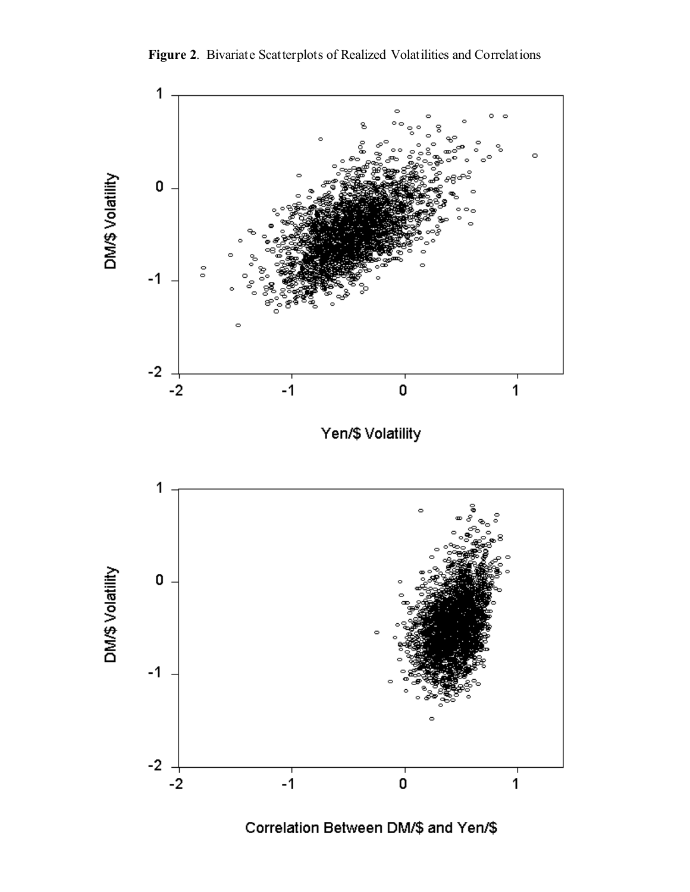**Figure 2**. Bivariate Scatterplots of Realized Volatilities and Correlations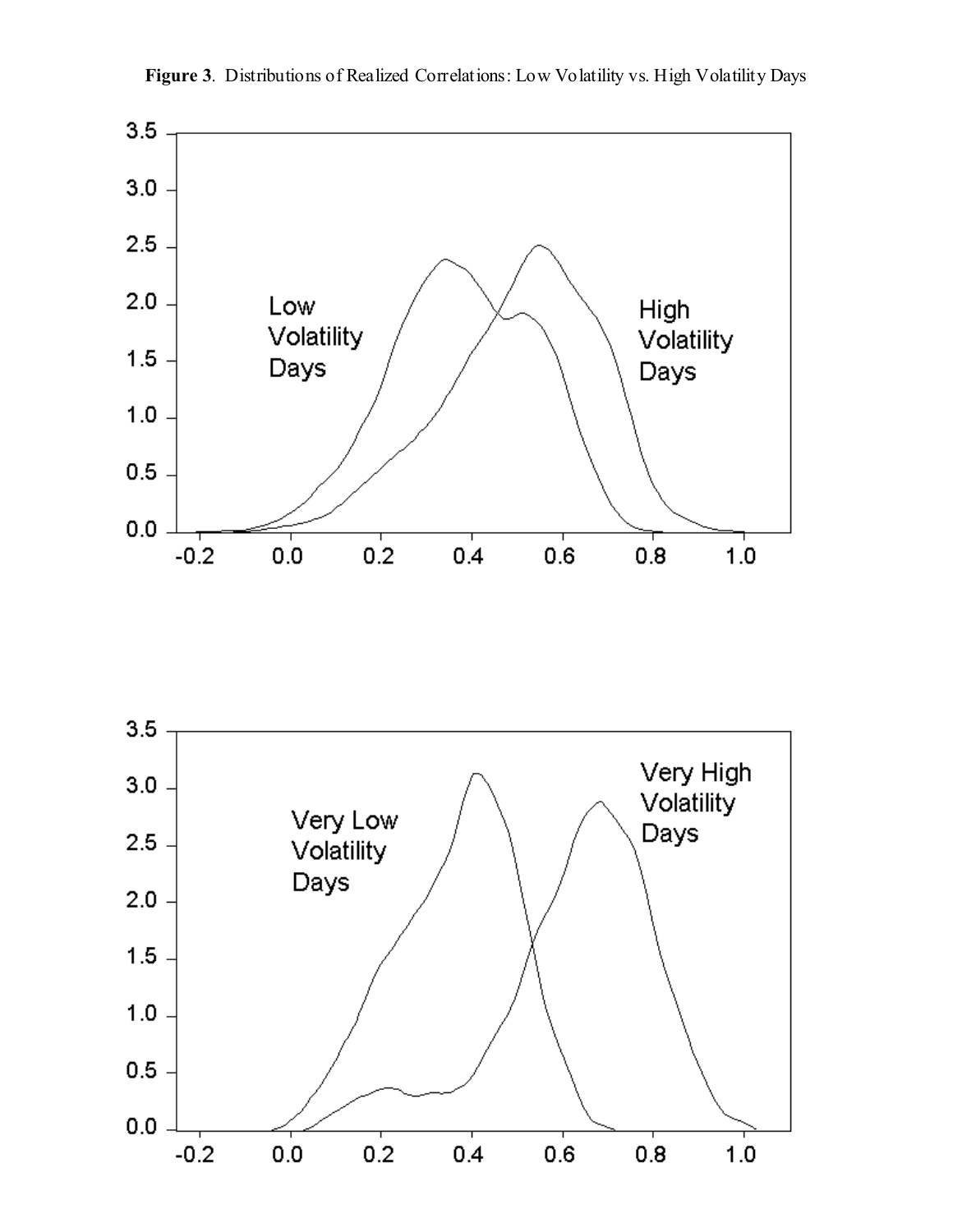**Figure 3**. Distributions of Realized Correlations: Low Volatility vs. High Volatility Days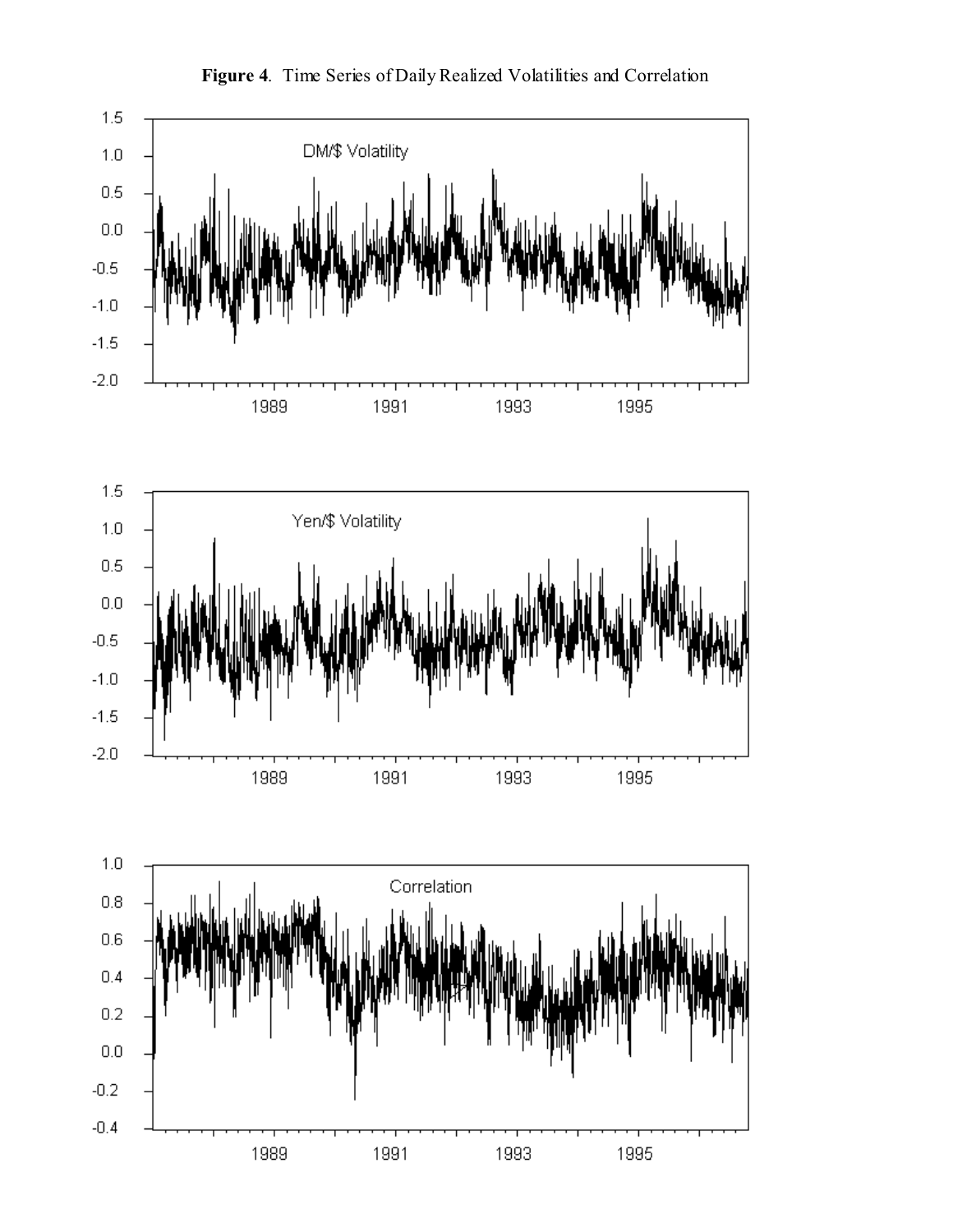**Figure 4**. Time Series of Daily Realized Volatilities and Correlation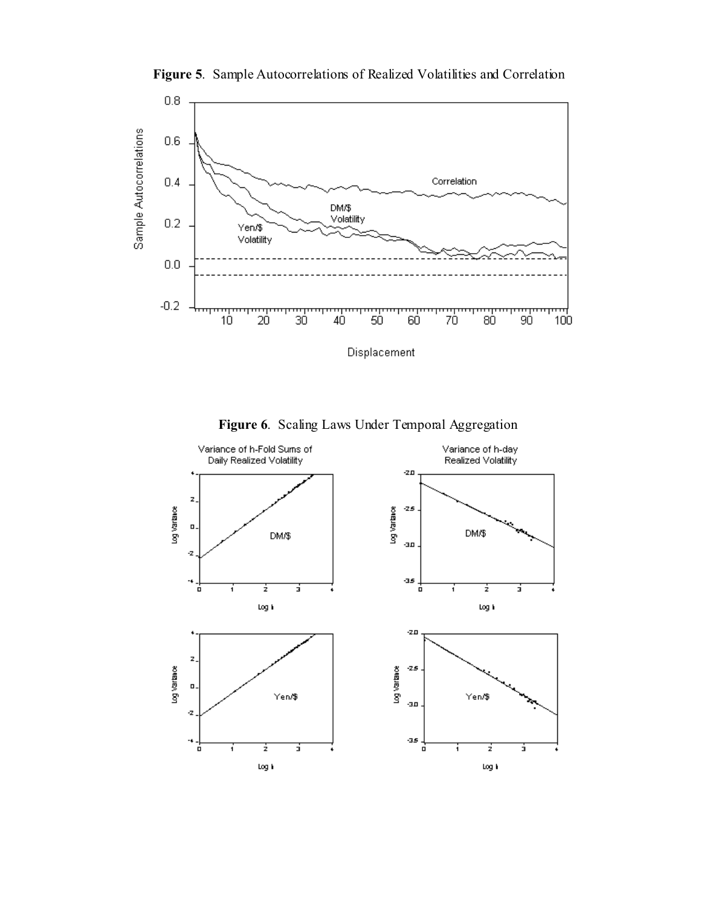**Figure 5**. Sample Autocorrelations of Realized Volatilities and Correlation

0.8
0.6
0.4
0.2
0.0
-0.2

Sample Autocorrelations

Correlation

DM/$
Volatility

Yen/$
Volatility

10 20 30 40 50 60 70 80 90 100

Displacement

**Figure 6**. Scaling Laws Under Temporal Aggregation

Variance of h-Fold Sums of Daily Realized Volatility

Variance of h-day Realized Volatility

Log Variance

DM/$

Yen/$

Log h

4
2
0
-2
-4

-2.0
-2.5
-3.0
-3.5

0 1 2 3 4